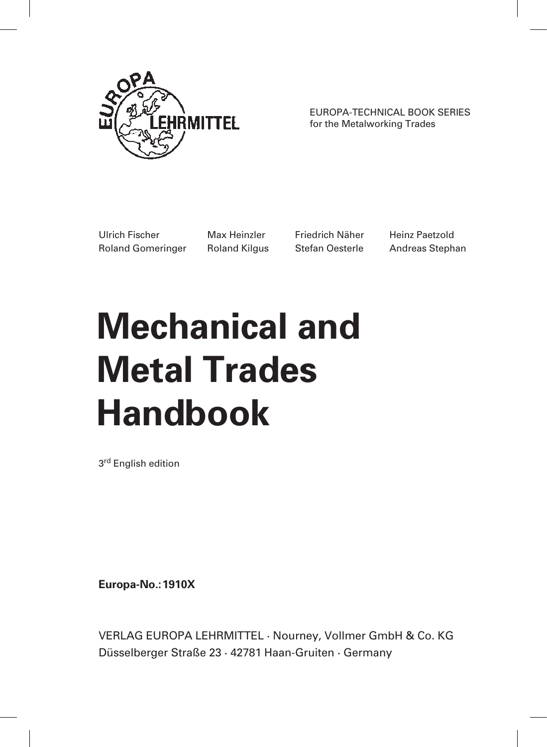EUROPA LEHRMITTEL

EUROPA-TECHNICAL BOOK SERIES
for the Metalworking Trades

Ulrich Fischer
Roland Gomeringer
Max Heinzler
Roland Kilgus
Friedrich Näher
Stefan Oesterle
Heinz Paetzold
Andreas Stephan

# Mechanical and Metal Trades Handbook

3rd English edition

**Europa-No.: 1910X**

VERLAG EUROPA LEHRMITTEL · Nourney, Vollmer GmbH & Co. KG
Düsselberger Straße 23 · 42781 Haan-Gruiten · Germany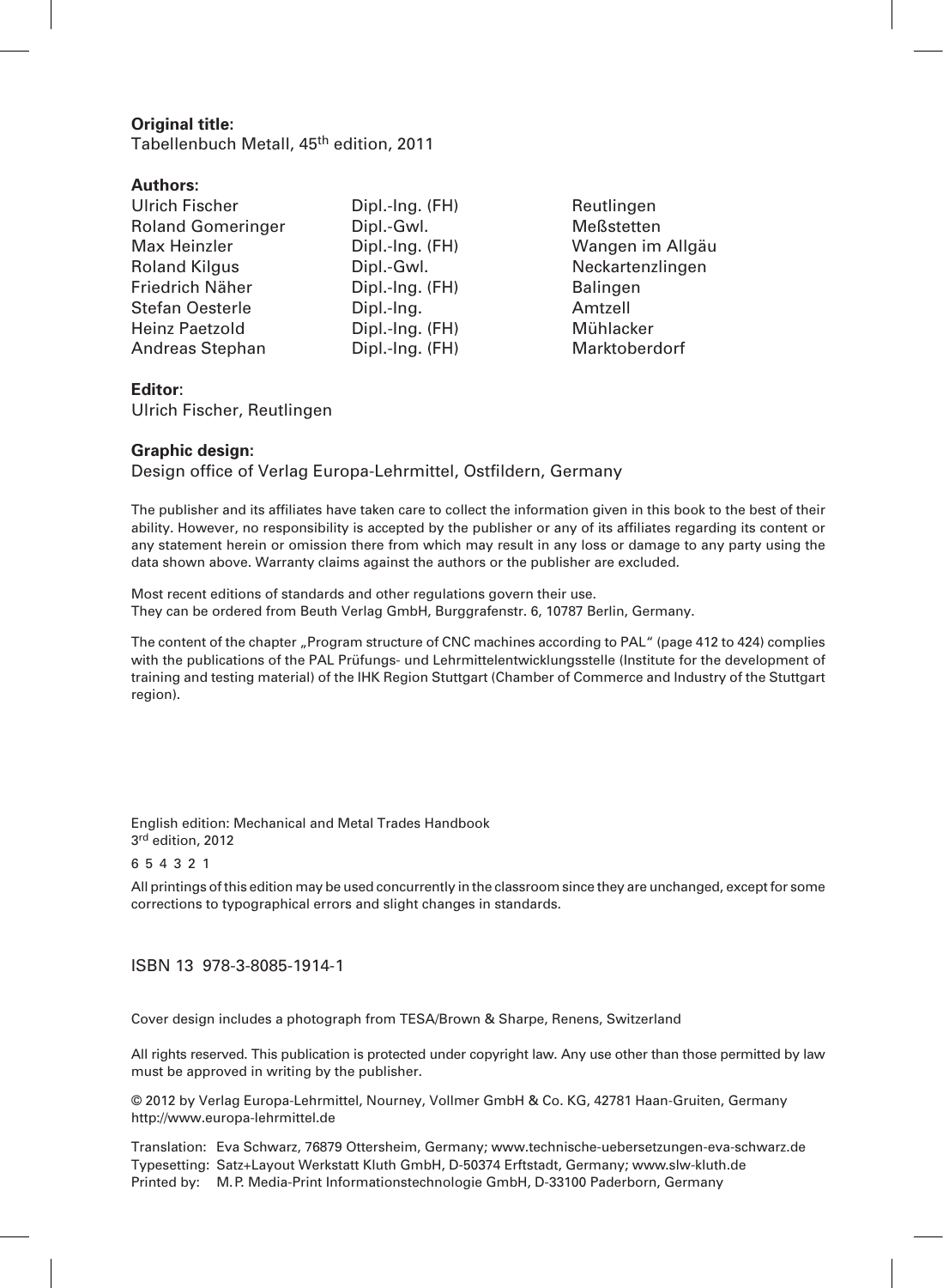**Original title:**
Tabellenbuch Metall, 45th edition, 2011

**Authors:**

| | | |
|---|---|---|
| Ulrich Fischer | Dipl.-Ing. (FH) | Reutlingen |
| Roland Gomeringer | Dipl.-Gwl. | Meßstetten |
| Max Heinzler | Dipl.-Ing. (FH) | Wangen im Allgäu |
| Roland Kilgus | Dipl.-Gwl. | Neckartenzlingen |
| Friedrich Näher | Dipl.-Ing. (FH) | Balingen |
| Stefan Oesterle | Dipl.-Ing. | Amtzell |
| Heinz Paetzold | Dipl.-Ing. (FH) | Mühlacker |
| Andreas Stephan | Dipl.-Ing. (FH) | Marktoberdorf |

**Editor**:
Ulrich Fischer, Reutlingen

**Graphic design:**
Design office of Verlag Europa-Lehrmittel, Ostfildern, Germany

The publisher and its affiliates have taken care to collect the information given in this book to the best of their ability. However, no responsibility is accepted by the publisher or any of its affiliates regarding its content or any statement herein or omission there from which may result in any loss or damage to any party using the data shown above. Warranty claims against the authors or the publisher are excluded.

Most recent editions of standards and other regulations govern their use.
They can be ordered from Beuth Verlag GmbH, Burggrafenstr. 6, 10787 Berlin, Germany.

The content of the chapter „Program structure of CNC machines according to PAL" (page 412 to 424) complies with the publications of the PAL Prüfungs- und Lehrmittelentwicklungsstelle (Institute for the development of training and testing material) of the IHK Region Stuttgart (Chamber of Commerce and Industry of the Stuttgart region).

English edition: Mechanical and Metal Trades Handbook
3rd edition, 2012

6 5 4 3 2 1

All printings of this edition may be used concurrently in the classroom since they are unchanged, except for some corrections to typographical errors and slight changes in standards.

ISBN 13 978-3-8085-1914-1

Cover design includes a photograph from TESA/Brown & Sharpe, Renens, Switzerland

All rights reserved. This publication is protected under copyright law. Any use other than those permitted by law must be approved in writing by the publisher.

© 2012 by Verlag Europa-Lehrmittel, Nourney, Vollmer GmbH & Co. KG, 42781 Haan-Gruiten, Germany
http://www.europa-lehrmittel.de

Translation: Eva Schwarz, 76879 Ottersheim, Germany; www.technische-uebersetzungen-eva-schwarz.de
Typesetting: Satz+Layout Werkstatt Kluth GmbH, D-50374 Erftstadt, Germany; www.slw-kluth.de
Printed by: M.P. Media-Print Informationstechnologie GmbH, D-33100 Paderborn, Germany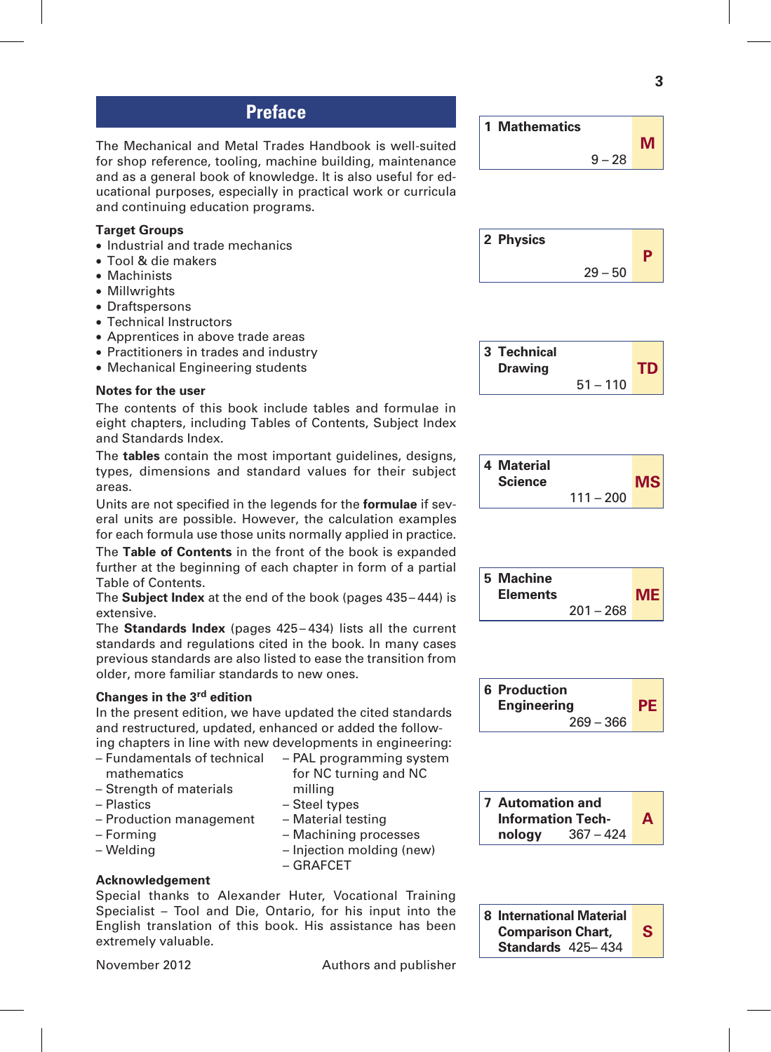# Preface

The Mechanical and Metal Trades Handbook is well-suited for shop reference, tooling, machine building, maintenance and as a general book of knowledge. It is also useful for educational purposes, especially in practical work or curricula and continuing education programs.

**Target Groups**

- Industrial and trade mechanics
- Tool & die makers
- Machinists
- Millwrights
- Draftspersons
- Technical Instructors
- Apprentices in above trade areas
- Practitioners in trades and industry
- Mechanical Engineering students

**Notes for the user**

The contents of this book include tables and formulae in eight chapters, including Tables of Contents, Subject Index and Standards Index.

The **tables** contain the most important guidelines, designs, types, dimensions and standard values for their subject areas.

Units are not specified in the legends for the **formulae** if several units are possible. However, the calculation examples for each formula use those units normally applied in practice.

The **Table of Contents** in the front of the book is expanded further at the beginning of each chapter in form of a partial Table of Contents.

The **Subject Index** at the end of the book (pages 435–444) is extensive.

The **Standards Index** (pages 425–434) lists all the current standards and regulations cited in the book. In many cases previous standards are also listed to ease the transition from older, more familiar standards to new ones.

**Changes in the 3rd edition**

In the present edition, we have updated the cited standards and restructured, updated, enhanced or added the following chapters in line with new developments in engineering:

- Fundamentals of technical mathematics
- Strength of materials
- Plastics
- Production management
- Forming
- Welding
- PAL programming system for NC turning and NC milling
- Steel types
- Material testing
- Machining processes
- Injection molding (new)
- GRAFCET

**Acknowledgement**

Special thanks to Alexander Huter, Vocational Training Specialist – Tool and Die, Ontario, for his input into the English translation of this book. His assistance has been extremely valuable.

November 2012 — Authors and publisher

| Chapter | Pages | Code |
|---|---|---|
| 1 Mathematics | 9 – 28 | M |
| 2 Physics | 29 – 50 | P |
| 3 Technical Drawing | 51 – 110 | TD |
| 4 Material Science | 111 – 200 | MS |
| 5 Machine Elements | 201 – 268 | ME |
| 6 Production Engineering | 269 – 366 | PE |
| 7 Automation and Information Technology | 367 – 424 | A |
| 8 International Material Comparison Chart, Standards | 425 – 434 | S |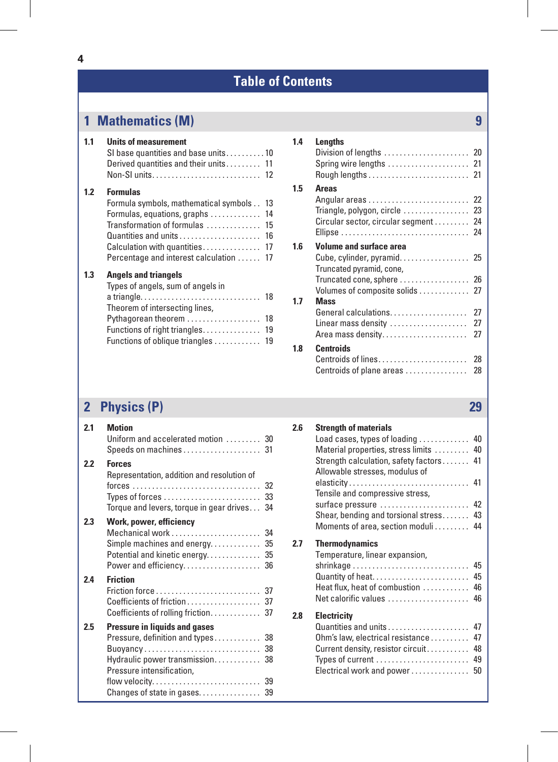# Table of Contents

## 1 Mathematics (M) — 9

**1.1 Units of measurement**
- SI base quantities and base units .......... 10
- Derived quantities and their units .......... 11
- Non-SI units .......... 12

**1.2 Formulas**
- Formula symbols, mathematical symbols .......... 13
- Formulas, equations, graphs .......... 14
- Transformation of formulas .......... 15
- Quantities and units .......... 16
- Calculation with quantities .......... 17
- Percentage and interest calculation .......... 17

**1.3 Angels and triangels**
- Types of angels, sum of angels in a triangle .......... 18
- Theorem of intersecting lines, Pythagorean theorem .......... 18
- Functions of right triangles .......... 19
- Functions of oblique triangles .......... 19

**1.4 Lengths**
- Division of lengths .......... 20
- Spring wire lengths .......... 21
- Rough lengths .......... 21

**1.5 Areas**
- Angular areas .......... 22
- Triangle, polygon, circle .......... 23
- Circular sector, circular segment .......... 24
- Ellipse .......... 24

**1.6 Volume and surface area**
- Cube, cylinder, pyramid .......... 25
- Truncated pyramid, cone, Truncated cone, sphere .......... 26
- Volumes of composite solids .......... 27

**1.7 Mass**
- General calculations .......... 27
- Linear mass density .......... 27
- Area mass density .......... 27

**1.8 Centroids**
- Centroids of lines .......... 28
- Centroids of plane areas .......... 28

## 2 Physics (P) — 29

**2.1 Motion**
- Uniform and accelerated motion .......... 30
- Speeds on machines .......... 31

**2.2 Forces**
- Representation, addition and resolution of forces .......... 32
- Types of forces .......... 33
- Torque and levers, torque in gear drives .......... 34

**2.3 Work, power, efficiency**
- Mechanical work .......... 34
- Simple machines and energy .......... 35
- Potential and kinetic energy .......... 35
- Power and efficiency .......... 36

**2.4 Friction**
- Friction force .......... 37
- Coefficients of friction .......... 37
- Coefficients of rolling friction .......... 37

**2.5 Pressure in liquids and gases**
- Pressure, definition and types .......... 38
- Buoyancy .......... 38
- Hydraulic power transmission .......... 38
- Pressure intensification, flow velocity .......... 39
- Changes of state in gases .......... 39

**2.6 Strength of materials**
- Load cases, types of loading .......... 40
- Material properties, stress limits .......... 40
- Strength calculation, safety factors .......... 41
- Allowable stresses, modulus of elasticity .......... 41
- Tensile and compressive stress, surface pressure .......... 42
- Shear, bending and torsional stress .......... 43
- Moments of area, section moduli .......... 44

**2.7 Thermodynamics**
- Temperature, linear expansion, shrinkage .......... 45
- Quantity of heat .......... 45
- Heat flux, heat of combustion .......... 46
- Net calorific values .......... 46

**2.8 Electricity**
- Quantities and units .......... 47
- Ohm's law, electrical resistance .......... 47
- Current density, resistor circuit .......... 48
- Types of current .......... 49
- Electrical work and power .......... 50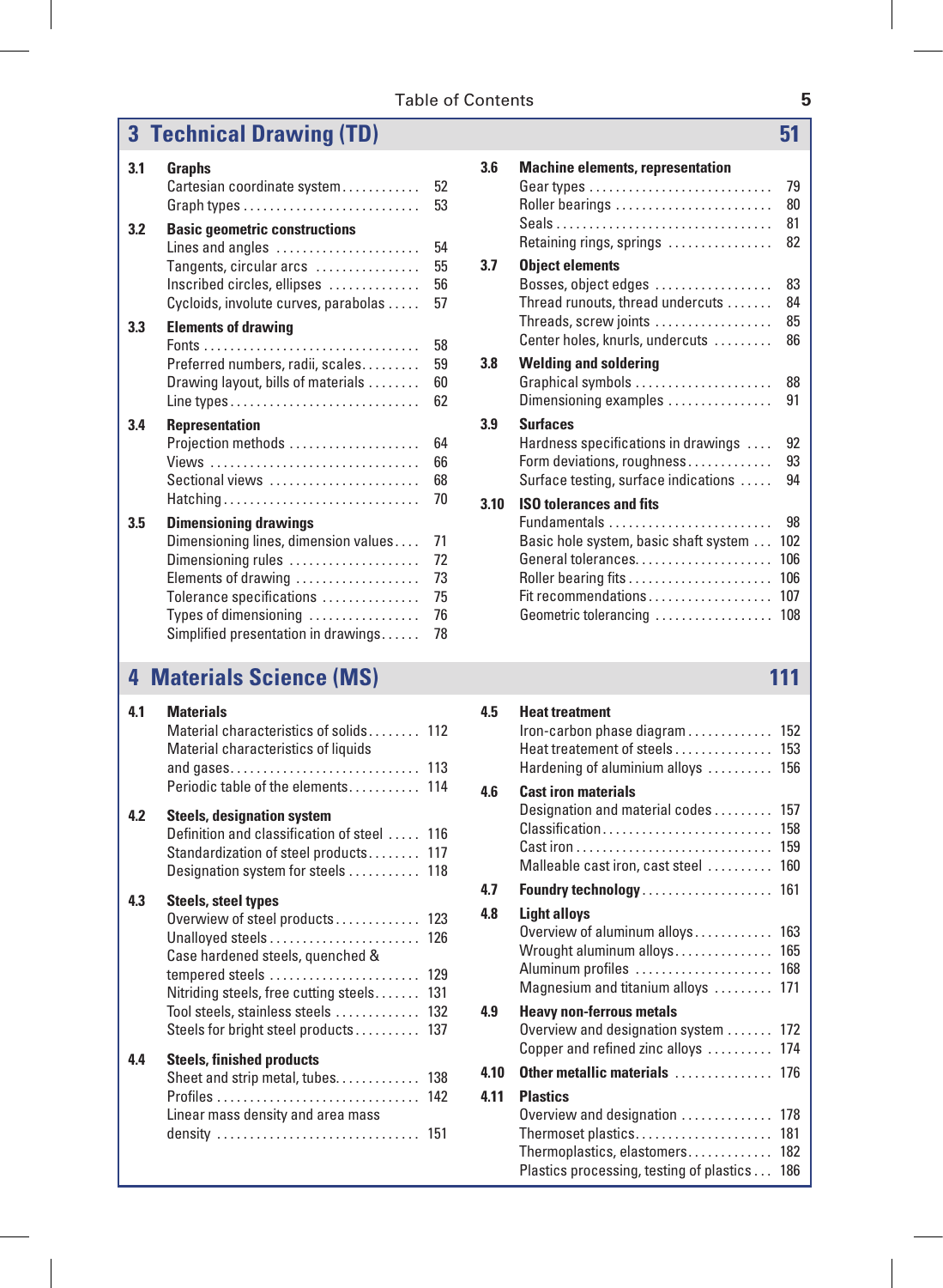# Table of Contents

## 3 Technical Drawing (TD) — 51

**3.1 Graphs**
- Cartesian coordinate system ........... 52
- Graph types ........... 53

**3.2 Basic geometric constructions**
- Lines and angles ........... 54
- Tangents, circular arcs ........... 55
- Inscribed circles, ellipses ........... 56
- Cycloids, involute curves, parabolas ........... 57

**3.3 Elements of drawing**
- Fonts ........... 58
- Preferred numbers, radii, scales ........... 59
- Drawing layout, bills of materials ........... 60
- Line types ........... 62

**3.4 Representation**
- Projection methods ........... 64
- Views ........... 66
- Sectional views ........... 68
- Hatching ........... 70

**3.5 Dimensioning drawings**
- Dimensioning lines, dimension values ........... 71
- Dimensioning rules ........... 72
- Elements of drawing ........... 73
- Tolerance specifications ........... 75
- Types of dimensioning ........... 76
- Simplified presentation in drawings ........... 78

**3.6 Machine elements, representation**
- Gear types ........... 79
- Roller bearings ........... 80
- Seals ........... 81
- Retaining rings, springs ........... 82

**3.7 Object elements**
- Bosses, object edges ........... 83
- Thread runouts, thread undercuts ........... 84
- Threads, screw joints ........... 85
- Center holes, knurls, undercuts ........... 86

**3.8 Welding and soldering**
- Graphical symbols ........... 88
- Dimensioning examples ........... 91

**3.9 Surfaces**
- Hardness specifications in drawings ........... 92
- Form deviations, roughness ........... 93
- Surface testing, surface indications ........... 94

**3.10 ISO tolerances and fits**
- Fundamentals ........... 98
- Basic hole system, basic shaft system ........... 102
- General tolerances ........... 106
- Roller bearing fits ........... 106
- Fit recommendations ........... 107
- Geometric tolerancing ........... 108

## 4 Materials Science (MS) — 111

**4.1 Materials**
- Material characteristics of solids ........... 112
- Material characteristics of liquids and gases ........... 113
- Periodic table of the elements ........... 114

**4.2 Steels, designation system**
- Definition and classification of steel ........... 116
- Standardization of steel products ........... 117
- Designation system for steels ........... 118

**4.3 Steels, steel types**
- Overwiew of steel products ........... 123
- Unalloyed steels ........... 126
- Case hardened steels, quenched & tempered steels ........... 129
- Nitriding steels, free cutting steels ........... 131
- Tool steels, stainless steels ........... 132
- Steels for bright steel products ........... 137

**4.4 Steels, finished products**
- Sheet and strip metal, tubes ........... 138
- Profiles ........... 142
- Linear mass density and area mass density ........... 151

**4.5 Heat treatment**
- Iron-carbon phase diagram ........... 152
- Heat treatement of steels ........... 153
- Hardening of aluminium alloys ........... 156

**4.6 Cast iron materials**
- Designation and material codes ........... 157
- Classification ........... 158
- Cast iron ........... 159
- Malleable cast iron, cast steel ........... 160

**4.7 Foundry technology** ........... 161

**4.8 Light alloys**
- Overview of aluminum alloys ........... 163
- Wrought aluminum alloys ........... 165
- Aluminum profiles ........... 168
- Magnesium and titanium alloys ........... 171

**4.9 Heavy non-ferrous metals**
- Overview and designation system ........... 172
- Copper and refined zinc alloys ........... 174

**4.10 Other metallic materials** ........... 176

**4.11 Plastics**
- Overview and designation ........... 178
- Thermoset plastics ........... 181
- Thermoplastics, elastomers ........... 182
- Plastics processing, testing of plastics ........... 186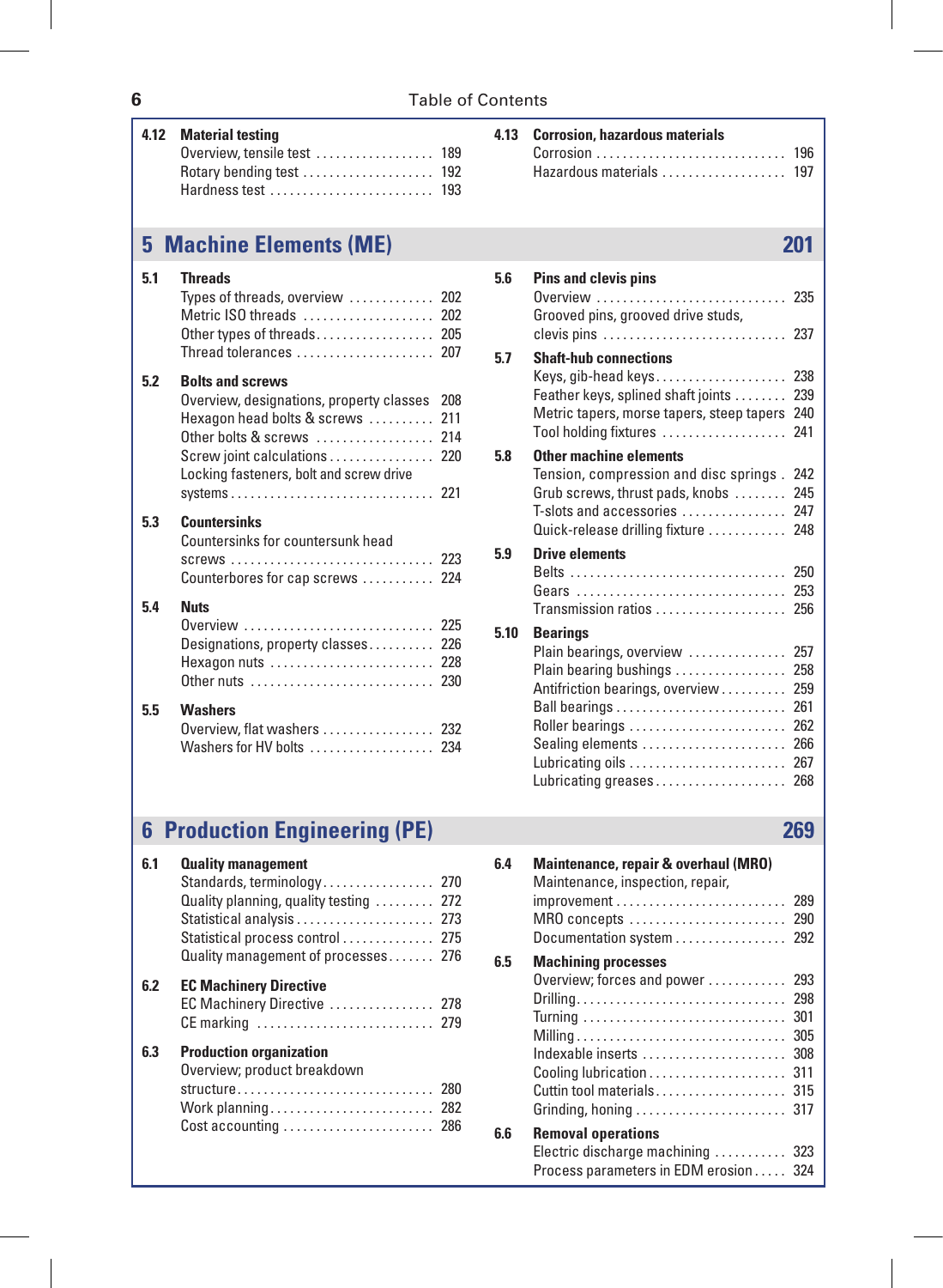**4.12 Material testing**
- Overview, tensile test .......... 189
- Rotary bending test .......... 192
- Hardness test .......... 193

**4.13 Corrosion, hazardous materials**
- Corrosion .......... 196
- Hazardous materials .......... 197

## 5 Machine Elements (ME) — 201

**5.1 Threads**
- Types of threads, overview .......... 202
- Metric ISO threads .......... 202
- Other types of threads .......... 205
- Thread tolerances .......... 207

**5.2 Bolts and screws**
- Overview, designations, property classes 208
- Hexagon head bolts & screws .......... 211
- Other bolts & screws .......... 214
- Screw joint calculations .......... 220
- Locking fasteners, bolt and screw drive systems .......... 221

**5.3 Countersinks**
- Countersinks for countersunk head screws .......... 223
- Counterbores for cap screws .......... 224

**5.4 Nuts**
- Overview .......... 225
- Designations, property classes .......... 226
- Hexagon nuts .......... 228
- Other nuts .......... 230

**5.5 Washers**
- Overview, flat washers .......... 232
- Washers for HV bolts .......... 234

**5.6 Pins and clevis pins**
- Overview .......... 235
- Grooved pins, grooved drive studs, clevis pins .......... 237

**5.7 Shaft-hub connections**
- Keys, gib-head keys .......... 238
- Feather keys, splined shaft joints .......... 239
- Metric tapers, morse tapers, steep tapers 240
- Tool holding fixtures .......... 241

**5.8 Other machine elements**
- Tension, compression and disc springs . 242
- Grub screws, thrust pads, knobs .......... 245
- T-slots and accessories .......... 247
- Quick-release drilling fixture .......... 248

**5.9 Drive elements**
- Belts .......... 250
- Gears .......... 253
- Transmission ratios .......... 256

**5.10 Bearings**
- Plain bearings, overview .......... 257
- Plain bearing bushings .......... 258
- Antifriction bearings, overview .......... 259
- Ball bearings .......... 261
- Roller bearings .......... 262
- Sealing elements .......... 266
- Lubricating oils .......... 267
- Lubricating greases .......... 268

## 6 Production Engineering (PE) — 269

**6.1 Quality management**
- Standards, terminology .......... 270
- Quality planning, quality testing .......... 272
- Statistical analysis .......... 273
- Statistical process control .......... 275
- Quality management of processes .......... 276

**6.2 EC Machinery Directive**
- EC Machinery Directive .......... 278
- CE marking .......... 279

**6.3 Production organization**
- Overview; product breakdown structure .......... 280
- Work planning .......... 282
- Cost accounting .......... 286

**6.4 Maintenance, repair & overhaul (MRO)**
- Maintenance, inspection, repair, improvement .......... 289
- MRO concepts .......... 290
- Documentation system .......... 292

**6.5 Machining processes**
- Overview; forces and power .......... 293
- Drilling .......... 298
- Turning .......... 301
- Milling .......... 305
- Indexable inserts .......... 308
- Cooling lubrication .......... 311
- Cuttin tool materials .......... 315
- Grinding, honing .......... 317

**6.6 Removal operations**
- Electric discharge machining .......... 323
- Process parameters in EDM erosion .......... 324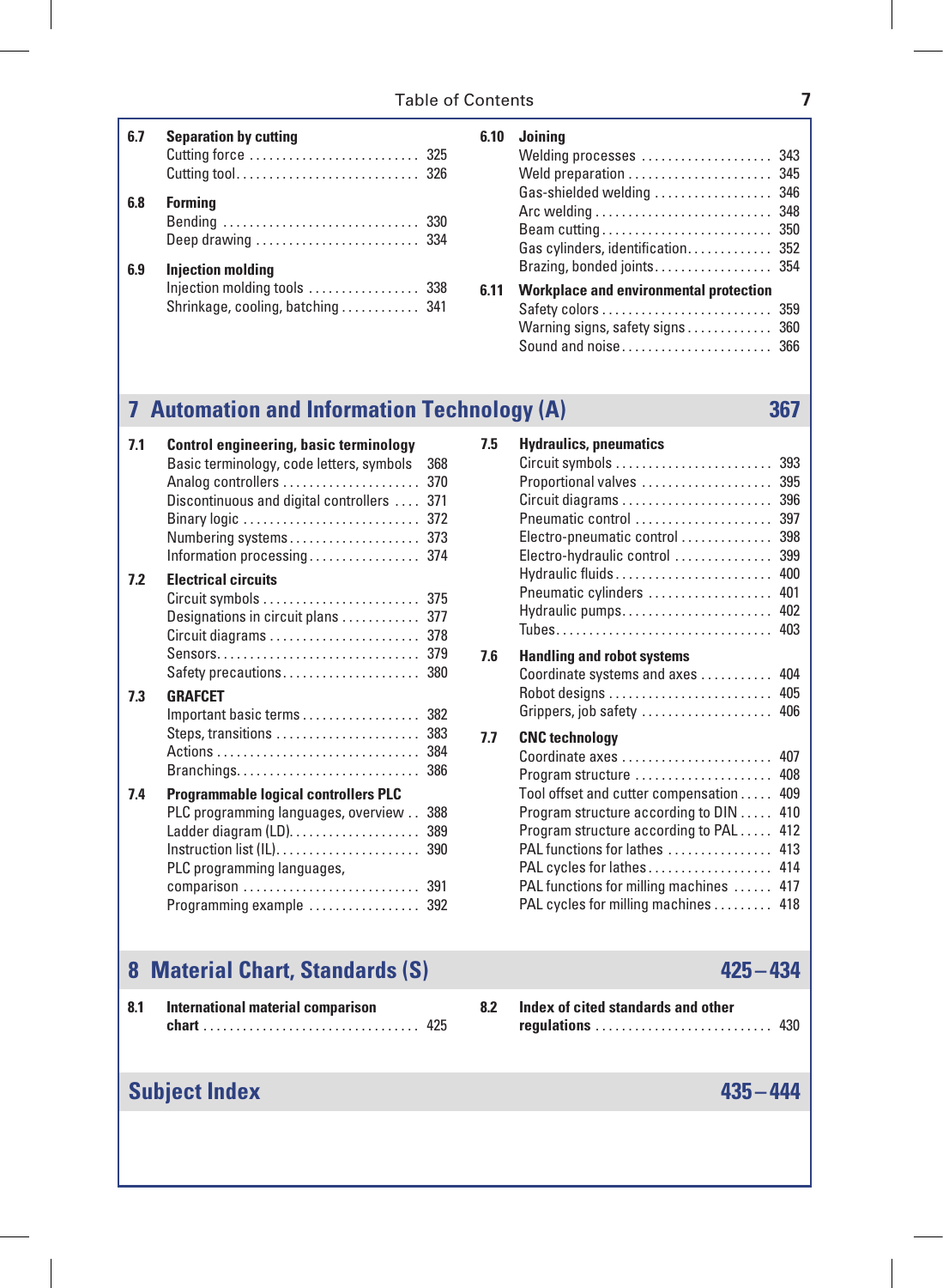**6.7 Separation by cutting**
- Cutting force .......... 325
- Cutting tool .......... 326

**6.8 Forming**
- Bending .......... 330
- Deep drawing .......... 334

**6.9 Injection molding**
- Injection molding tools .......... 338
- Shrinkage, cooling, batching .......... 341

**6.10 Joining**
- Welding processes .......... 343
- Weld preparation .......... 345
- Gas-shielded welding .......... 346
- Arc welding .......... 348
- Beam cutting .......... 350
- Gas cylinders, identification .......... 352
- Brazing, bonded joints .......... 354

**6.11 Workplace and environmental protection**
- Safety colors .......... 359
- Warning signs, safety signs .......... 360
- Sound and noise .......... 366

## 7 Automation and Information Technology (A) — 367

**7.1 Control engineering, basic terminology**
- Basic terminology, code letters, symbols .......... 368
- Analog controllers .......... 370
- Discontinuous and digital controllers .......... 371
- Binary logic .......... 372
- Numbering systems .......... 373
- Information processing .......... 374

**7.2 Electrical circuits**
- Circuit symbols .......... 375
- Designations in circuit plans .......... 377
- Circuit diagrams .......... 378
- Sensors .......... 379
- Safety precautions .......... 380

**7.3 GRAFCET**
- Important basic terms .......... 382
- Steps, transitions .......... 383
- Actions .......... 384
- Branchings .......... 386

**7.4 Programmable logical controllers PLC**
- PLC programming languages, overview .......... 388
- Ladder diagram (LD) .......... 389
- Instruction list (IL) .......... 390
- PLC programming languages, comparison .......... 391
- Programming example .......... 392

**7.5 Hydraulics, pneumatics**
- Circuit symbols .......... 393
- Proportional valves .......... 395
- Circuit diagrams .......... 396
- Pneumatic control .......... 397
- Electro-pneumatic control .......... 398
- Electro-hydraulic control .......... 399
- Hydraulic fluids .......... 400
- Pneumatic cylinders .......... 401
- Hydraulic pumps .......... 402
- Tubes .......... 403

**7.6 Handling and robot systems**
- Coordinate systems and axes .......... 404
- Robot designs .......... 405
- Grippers, job safety .......... 406

**7.7 CNC technology**
- Coordinate axes .......... 407
- Program structure .......... 408
- Tool offset and cutter compensation .......... 409
- Program structure according to DIN .......... 410
- Program structure according to PAL .......... 412
- PAL functions for lathes .......... 413
- PAL cycles for lathes .......... 414
- PAL functions for milling machines .......... 417
- PAL cycles for milling machines .......... 418

## 8 Material Chart, Standards (S) — 425 – 434

**8.1 International material comparison chart** .......... 425

**8.2 Index of cited standards and other regulations** .......... 430

## Subject Index — 435 – 444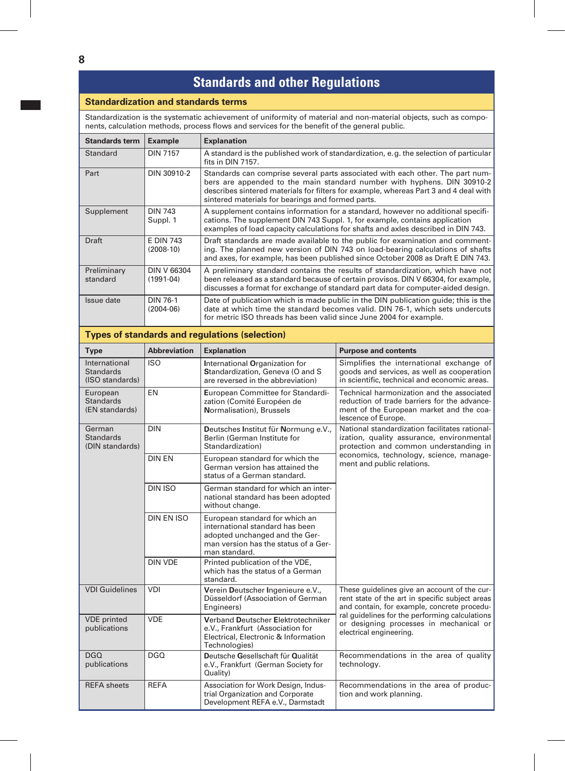# Standards and other Regulations

## Standardization and standards terms

Standardization is the systematic achievement of uniformity of material and non-material objects, such as components, calculation methods, process flows and services for the benefit of the general public.

| Standards term | Example | Explanation |
|---|---|---|
| Standard | DIN 7157 | A standard is the published work of standardization, e.g. the selection of particular fits in DIN 7157. |
| Part | DIN 30910-2 | Standards can comprise several parts associated with each other. The part numbers are appended to the main standard number with hyphens. DIN 30910-2 describes sintered materials for filters for example, whereas Part 3 and 4 deal with sintered materials for bearings and formed parts. |
| Supplement | DIN 743 Suppl. 1 | A supplement contains information for a standard, however no additional specifications. The supplement DIN 743 Suppl. 1, for example, contains application examples of load capacity calculations for shafts and axles described in DIN 743. |
| Draft | E DIN 743 (2008-10) | Draft standards are made available to the public for examination and commenting. The planned new version of DIN 743 on load-bearing calculations of shafts and axes, for example, has been published since October 2008 as Draft E DIN 743. |
| Preliminary standard | DIN V 66304 (1991-04) | A preliminary standard contains the results of standardization, which have not been released as a standard because of certain provisos. DIN V 66304, for example, discusses a format for exchange of standard part data for computer-aided design. |
| Issue date | DIN 76-1 (2004-06) | Date of publication which is made public in the DIN publication guide; this is the date at which time the standard becomes valid. DIN 76-1, which sets undercuts for metric ISO threads has been valid since June 2004 for example. |

## Types of standards and regulations (selection)

| Type | Abbreviation | Explanation | Purpose and contents |
|---|---|---|---|
| International Standards (ISO standards) | ISO | **I**nternational **O**rganization for **S**tandardization, Geneva (O and S are reversed in the abbreviation) | Simplifies the international exchange of goods and services, as well as cooperation in scientific, technical and economic areas. |
| European Standards (EN standards) | EN | **E**uropean Committee for Standardization (Comité Européen de **N**ormalisation), Brussels | Technical harmonization and the associated reduction of trade barriers for the advancement of the European market and the coalescence of Europe. |
| German Standards (DIN standards) | DIN | **D**eutsches **I**nstitut für **N**ormung e.V., Berlin (German Institute for Standardization) | National standardization facilitates rationalization, quality assurance, environmental protection and common understanding in economics, technology, science, management and public relations. |
| | DIN EN | European standard for which the German version has attained the status of a German standard. | |
| | DIN ISO | German standard for which an international standard has been adopted without change. | |
| | DIN EN ISO | European standard for which an international standard has been adopted unchanged and the German version has the status of a German standard. | |
| | DIN VDE | Printed publication of the VDE, which has the status of a German standard. | |
| VDI Guidelines | VDI | **V**erein **D**eutscher **I**ngenieure e.V., Düsseldorf (Association of German Engineers) | These guidelines give an account of the current state of the art in specific subject areas and contain, for example, concrete procedural guidelines for the performing calculations or designing processes in mechanical or electrical engineering. |
| VDE printed publications | VDE | **V**erband **D**eutscher **E**lektrotechniker e.V., Frankfurt (Association for Electrical, Electronic & Information Technologies) | |
| DGQ publications | DGQ | **D**eutsche **G**esellschaft für **Q**ualität e.V., Frankfurt (German Society for Quality) | Recommendations in the area of quality technology. |
| REFA sheets | REFA | Association for Work Design, Industrial Organization and Corporate Development REFA e.V., Darmstadt | Recommendations in the area of production and work planning. |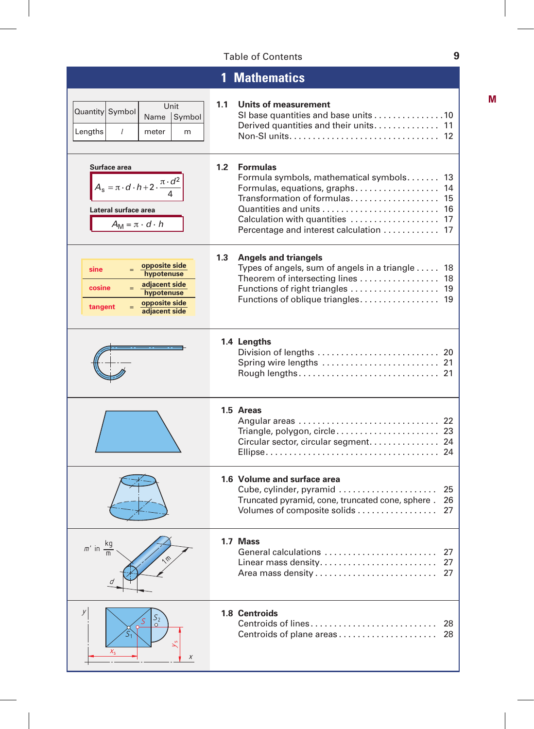# 1 Mathematics

| Quantity | Symbol | Unit | |
|---|---|---|---|
| | | Name | Symbol |
| Lengths | $l$ | meter | m |

## 1.1 Units of measurement

- SI base quantities and base units . . . . . . . . . . . . . . . 10
- Derived quantities and their units . . . . . . . . . . . . . . 11
- Non-SI units . . . . . . . . . . . . . . . . . . . . . . . . . . . . . . . 12

**Surface area**

$$A_s = \pi \cdot d \cdot h + 2 \cdot \frac{\pi \cdot d^2}{4}$$

**Lateral surface area**

$$A_M = \pi \cdot d \cdot h$$

## 1.2 Formulas

- Formula symbols, mathematical symbols . . . . . . . 13
- Formulas, equations, graphs . . . . . . . . . . . . . . . . . 14
- Transformation of formulas . . . . . . . . . . . . . . . . . . 15
- Quantities and units . . . . . . . . . . . . . . . . . . . . . . . . 16
- Calculation with quantities . . . . . . . . . . . . . . . . . . 17
- Percentage and interest calculation . . . . . . . . . . . 17

| | | |
|---|---|---|
| sine | = | opposite side / hypotenuse |
| cosine | = | adjacent side / hypotenuse |
| tangent | = | opposite side / adjacent side |

## 1.3 Angels and triangels

- Types of angels, sum of angels in a triangle . . . . . 18
- Theorem of intersecting lines . . . . . . . . . . . . . . . . 18
- Functions of right triangles . . . . . . . . . . . . . . . . . . 19
- Functions of oblique triangles . . . . . . . . . . . . . . . . 19

## 1.4 Lengths

- Division of lengths . . . . . . . . . . . . . . . . . . . . . . . . . . 20
- Spring wire lengths . . . . . . . . . . . . . . . . . . . . . . . . . 21
- Rough lengths . . . . . . . . . . . . . . . . . . . . . . . . . . . . . . 21

## 1.5 Areas

- Angular areas . . . . . . . . . . . . . . . . . . . . . . . . . . . . . 22
- Triangle, polygon, circle . . . . . . . . . . . . . . . . . . . . . 23
- Circular sector, circular segment . . . . . . . . . . . . . . 24
- Ellipse . . . . . . . . . . . . . . . . . . . . . . . . . . . . . . . . . . . . 24

## 1.6 Volume and surface area

- Cube, cylinder, pyramid . . . . . . . . . . . . . . . . . . . . 25
- Truncated pyramid, cone, truncated cone, sphere . 26
- Volumes of composite solids . . . . . . . . . . . . . . . . . 27

$m'$ in $\frac{kg}{m}$

## 1.7 Mass

- General calculations . . . . . . . . . . . . . . . . . . . . . . . 27
- Linear mass density . . . . . . . . . . . . . . . . . . . . . . . . 27
- Area mass density . . . . . . . . . . . . . . . . . . . . . . . . . 27

## 1.8 Centroids

- Centroids of lines . . . . . . . . . . . . . . . . . . . . . . . . . . 28
- Centroids of plane areas . . . . . . . . . . . . . . . . . . . . 28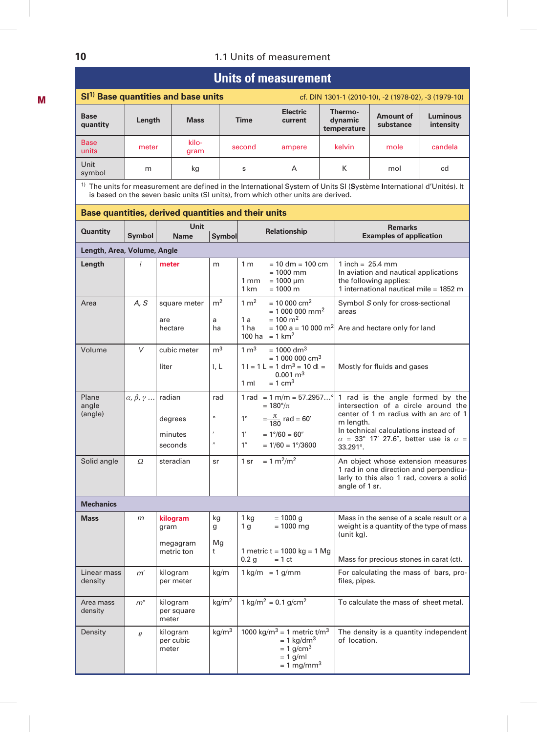# Units of measurement

## SI[1] Base quantities and base units

cf. DIN 1301-1 (2010-10), -2 (1978-02), -3 (1979-10)

| Base quantity | Length | Mass | Time | Electric current | Thermo-dynamic temperature | Amount of substance | Luminous intensity |
|---|---|---|---|---|---|---|---|
| Base units | meter | kilo-gram | second | ampere | kelvin | mole | candela |
| Unit symbol | m | kg | s | A | K | mol | cd |

[1] The units for measurement are defined in the International System of Units SI (**S**ystème **I**nternational d'Unités). It is based on the seven basic units (SI units), from which other units are derived.

## Base quantities, derived quantities and their units

| Quantity | Symbol | Unit Name | Unit Symbol | Relationship | Remarks Examples of application |
|---|---|---|---|---|---|
| **Length, Area, Volume, Angle** | | | | | |
| **Length** | $l$ | **meter** | m | 1 m = 10 dm = 100 cm = 1000 mm<br>1 mm = 1000 µm<br>1 km = 1000 m | 1 inch = 25.4 mm<br>In aviation and nautical applications the following applies:<br>1 international nautical mile = 1852 m |
| Area | $A$, $S$ | square meter<br><br>are<br>hectare | $m^2$<br><br>a<br>ha | 1 $m^2$ = 10 000 $cm^2$ = 1 000 000 $mm^2$<br>1 a = 100 $m^2$<br>1 ha = 100 a = 10 000 $m^2$<br>100 ha = 1 $km^2$ | Symbol $S$ only for cross-sectional areas<br><br>Are and hectare only for land |
| Volume | $V$ | cubic meter<br><br>liter | $m^3$<br><br>l, L | 1 $m^3$ = 1000 $dm^3$ = 1 000 000 $cm^3$<br>1 l = 1 L = 1 $dm^3$ = 10 dl = 0.001 $m^3$<br>1 ml = 1 $cm^3$ | Mostly for fluids and gases |
| Plane angle (angle) | $\alpha, \beta, \gamma$ ... | radian<br><br>degrees<br><br>minutes<br>seconds | rad<br><br>°<br><br>′<br>″ | 1 rad = 1 m/m = 57.2957...° = 180°/$\pi$<br>1° = $\frac{\pi}{180}$ rad = 60′<br>1′ = 1°/60 = 60″<br>1″ = 1′/60 = 1°/3600 | 1 rad is the angle formed by the intersection of a circle around the center of 1 m radius with an arc of 1 m length.<br>In technical calculations instead of $\alpha$ = 33° 17′ 27.6″, better use is $\alpha$ = 33.291°. |
| Solid angle | $\Omega$ | steradian | sr | 1 sr = 1 $m^2/m^2$ | An object whose extension measures 1 rad in one direction and perpendicularly to this also 1 rad, covers a solid angle of 1 sr. |
| **Mechanics** | | | | | |
| **Mass** | $m$ | **kilogram**<br>gram<br><br>megagram<br>metric ton | kg<br>g<br><br>Mg<br>t | 1 kg = 1000 g<br>1 g = 1000 mg<br><br>1 metric t = 1000 kg = 1 Mg<br>0.2 g = 1 ct | Mass in the sense of a scale result or a weight is a quantity of the type of mass (unit kg).<br><br>Mass for precious stones in carat (ct). |
| Linear mass density | $m'$ | kilogram per meter | kg/m | 1 kg/m = 1 g/mm | For calculating the mass of bars, profiles, pipes. |
| Area mass density | $m''$ | kilogram per square meter | $kg/m^2$ | 1 $kg/m^2$ = 0.1 $g/cm^2$ | To calculate the mass of sheet metal. |
| Density | $\varrho$ | kilogram per cubic meter | $kg/m^3$ | 1000 $kg/m^3$ = 1 metric $t/m^3$ = 1 $kg/dm^3$ = 1 $g/cm^3$ = 1 g/ml = 1 $mg/mm^3$ | The density is a quantity independent of location. |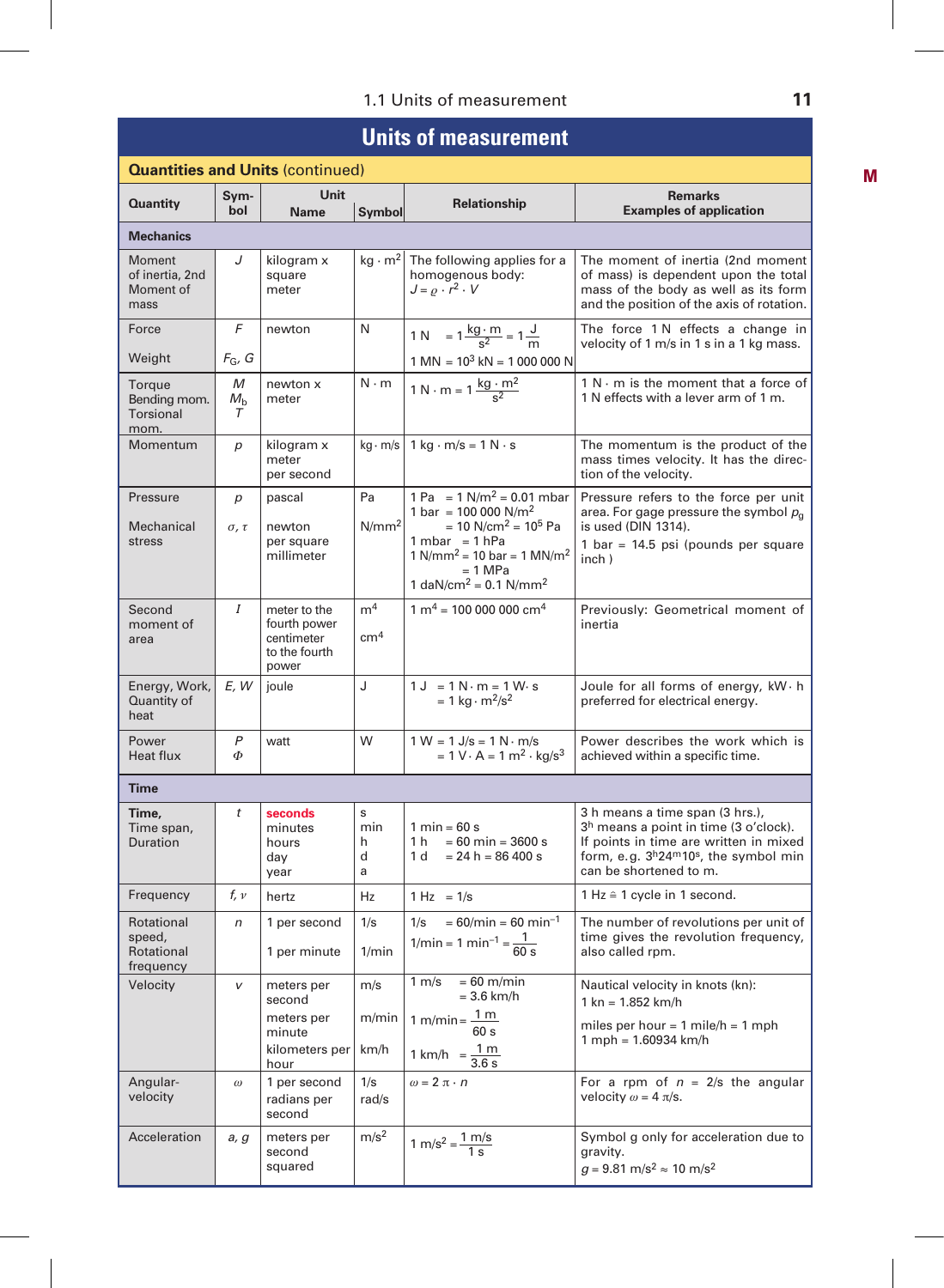# Units of measurement

## Quantities and Units (continued)

| Quantity | Symbol | Unit Name | Unit Symbol | Relationship | Remarks Examples of application |
|---|---|---|---|---|---|
| **Mechanics** | | | | | |
| Moment of inertia, 2nd Moment of mass | $J$ | kilogram x square meter | $kg \cdot m^2$ | The following applies for a homogenous body: $J = \varrho \cdot r^2 \cdot V$ | The moment of inertia (2nd moment of mass) is dependent upon the total mass of the body as well as its form and the position of the axis of rotation. |
| Force<br>Weight | $F$<br>$F_G$, $G$ | newton | N | $1\ N = 1 \frac{kg \cdot m}{s^2} = 1 \frac{J}{m}$<br>$1\ MN = 10^3\ kN = 1\,000\,000\ N$ | The force 1 N effects a change in velocity of 1 m/s in 1 s in a 1 kg mass. |
| Torque<br>Bending mom.<br>Torsional mom. | $M$<br>$M_b$<br>$T$ | newton x meter | $N \cdot m$ | $1\ N \cdot m = 1 \frac{kg \cdot m^2}{s^2}$ | 1 N · m is the moment that a force of 1 N effects with a lever arm of 1 m. |
| Momentum | $p$ | kilogram x meter per second | kg · m/s | 1 kg · m/s = 1 N · s | The momentum is the product of the mass times velocity. It has the direction of the velocity. |
| Pressure<br>Mechanical stress | $p$<br>$\sigma$, $\tau$ | pascal<br>newton per square millimeter | Pa<br>$N/mm^2$ | $1\ Pa = 1\ N/m^2 = 0.01\ mbar$<br>$1\ bar = 100\,000\ N/m^2 = 10\ N/cm^2 = 10^5\ Pa$<br>$1\ mbar = 1\ hPa$<br>$1\ N/mm^2 = 10\ bar = 1\ MN/m^2 = 1\ MPa$<br>$1\ daN/cm^2 = 0.1\ N/mm^2$ | Pressure refers to the force per unit area. For gage pressure the symbol $p_g$ is used (DIN 1314).<br>1 bar = 14.5 psi (pounds per square inch ) |
| Second moment of area | $I$ | meter to the fourth power<br>centimeter to the fourth power | $m^4$<br>$cm^4$ | $1\ m^4 = 100\,000\,000\ cm^4$ | Previously: Geometrical moment of inertia |
| Energy, Work, Quantity of heat | $E$, $W$ | joule | J | $1\ J = 1\ N \cdot m = 1\ W \cdot s = 1\ kg \cdot m^2/s^2$ | Joule for all forms of energy, kW · h preferred for electrical energy. |
| Power<br>Heat flux | $P$<br>$\Phi$ | watt | W | $1\ W = 1\ J/s = 1\ N \cdot m/s = 1\ V \cdot A = 1\ m^2 \cdot kg/s^3$ | Power describes the work which is achieved within a specific time. |
| **Time** | | | | | |
| **Time,** Time span, Duration | $t$ | **seconds**<br>minutes<br>hours<br>day<br>year | s<br>min<br>h<br>d<br>a | 1 min = 60 s<br>1 h = 60 min = 3600 s<br>1 d = 24 h = 86 400 s | 3 h means a time span (3 hrs.),<br>$3^h$ means a point in time (3 o'clock).<br>If points in time are written in mixed form, e.g. $3^h 24^m 10^s$, the symbol min can be shortened to m. |
| Frequency | $f$, $\nu$ | hertz | Hz | 1 Hz = 1/s | 1 Hz ≙ 1 cycle in 1 second. |
| Rotational speed, Rotational frequency | $n$ | 1 per second<br>1 per minute | 1/s<br>1/min | $1/s = 60/min = 60\ min^{-1}$<br>$1/min = 1\ min^{-1} = \frac{1}{60\ s}$ | The number of revolutions per unit of time gives the revolution frequency, also called rpm. |
| Velocity | $v$ | meters per second<br>meters per minute<br>kilometers per hour | m/s<br>m/min<br>km/h | $1\ m/s = 60\ m/min = 3.6\ km/h$<br>$1\ m/min = \frac{1\ m}{60\ s}$<br>$1\ km/h = \frac{1\ m}{3.6\ s}$ | Nautical velocity in knots (kn):<br>1 kn = 1.852 km/h<br>miles per hour = 1 mile/h = 1 mph<br>1 mph = 1.60934 km/h |
| Angular-velocity | $\omega$ | 1 per second<br>radians per second | 1/s<br>rad/s | $\omega = 2 \cdot \pi \cdot n$ | For a rpm of $n$ = 2/s the angular velocity $\omega = 4\ \pi$/s. |
| Acceleration | $a$, $g$ | meters per second squared | $m/s^2$ | $1\ m/s^2 = \frac{1\ m/s}{1\ s}$ | Symbol g only for acceleration due to gravity.<br>$g = 9.81\ m/s^2 \approx 10\ m/s^2$ |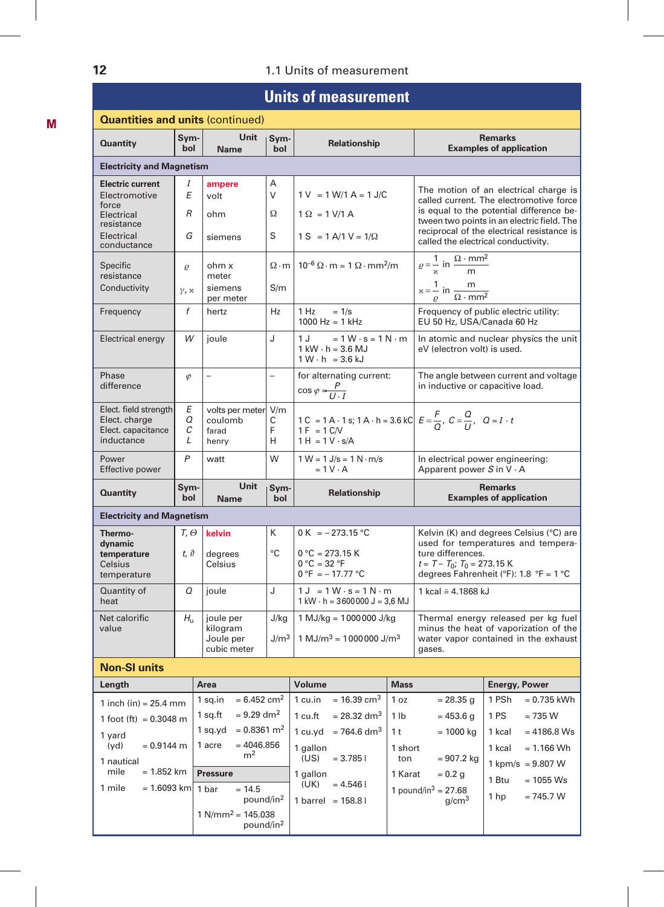# Units of measurement

## Quantities and units (continued)

| Quantity | Symbol | Unit Name | Unit Symbol | Relationship | Remarks Examples of application |
|---|---|---|---|---|---|
| **Electricity and Magnetism** | | | | | |
| **Electric current**<br>Electromotive force<br>Electrical resistance<br>Electrical conductance | $I$<br>$E$<br>$R$<br>$G$ | **ampere**<br>volt<br>ohm<br>siemens | A<br>V<br>Ω<br>S | 1 V = 1 W/1 A = 1 J/C<br>1 Ω = 1 V/1 A<br>1 S = 1 A/1 V = 1/Ω | The motion of an electrical charge is called current. The electromotive force is equal to the potential difference between two points in an electric field. The reciprocal of the electrical resistance is called the electrical conductivity. |
| Specific resistance<br>Conductivity | $\varrho$<br>$\gamma, \varkappa$ | ohm x meter<br>siemens per meter | Ω · m<br>S/m | $10^{-6}$ Ω · m = 1 Ω · mm²/m | $\varrho = \frac{1}{\varkappa}$ in $\frac{\Omega \cdot mm^2}{m}$<br>$\varkappa = \frac{1}{\varrho}$ in $\frac{m}{\Omega \cdot mm^2}$ |
| Frequency | $f$ | hertz | Hz | 1 Hz = 1/s<br>1000 Hz = 1 kHz | Frequency of public electric utility: EU 50 Hz, USA/Canada 60 Hz |
| Electrical energy | $W$ | joule | J | 1 J = 1 W · s = 1 N · m<br>1 kW · h = 3.6 MJ<br>1 W · h = 3.6 kJ | In atomic and nuclear physics the unit eV (electron volt) is used. |
| Phase difference | $\varphi$ | – | – | for alternating current: $\cos\varphi = \frac{P}{U \cdot I}$ | The angle between current and voltage in inductive or capacitive load. |
| Elect. field strength<br>Elect. charge<br>Elect. capacitance<br>inductance | $E$<br>$Q$<br>$C$<br>$L$ | volts per meter<br>coulomb<br>farad<br>henry | V/m<br>C<br>F<br>H | 1 C = 1 A · 1 s; 1 A · h = 3.6 kC<br>1 F = 1 C/V<br>1 H = 1 V · s/A | $E = \frac{F}{Q}$, $C = \frac{Q}{U}$, $Q = I \cdot t$ |
| Power<br>Effective power | $P$ | watt | W | 1 W = 1 J/s = 1 N · m/s = 1 V · A | In electrical power engineering: Apparent power $S$ in V · A |

| Quantity | Symbol | Unit Name | Unit Symbol | Relationship | Remarks Examples of application |
|---|---|---|---|---|---|
| **Electricity and Magnetism** | | | | | |
| **Thermodynamic temperature**<br>Celsius temperature | $T, \Theta$<br>$t, \vartheta$ | **kelvin**<br>degrees Celsius | K<br>°C | 0 K = – 273.15 °C<br>0 °C = 273.15 K<br>0 °C = 32 °F<br>0 °F = – 17.77 °C | Kelvin (K) and degrees Celsius (°C) are used for temperatures and temperature differences.<br>$t = T - T_0$; $T_0$ = 273.15 K<br>degrees Fahrenheit (°F): 1.8 °F = 1 °C |
| Quantity of heat | $Q$ | joule | J | 1 J = 1 W · s = 1 N · m<br>1 kW · h = 3 600 000 J = 3,6 MJ | 1 kcal ≙ 4.1868 kJ |
| Net calorific value | $H_u$ | joule per kilogram<br>Joule per cubic meter | J/kg<br>J/m³ | 1 MJ/kg = 1 000 000 J/kg<br>1 MJ/m³ = 1 000 000 J/m³ | Thermal energy released per kg fuel minus the heat of vaporization of the water vapor contained in the exhaust gases. |

## Non-SI units

| Length | Area | Volume | Mass | Energy, Power |
|---|---|---|---|---|
| 1 inch (in) = 25.4 mm | 1 sq.in = 6.452 cm² | 1 cu.in = 16.39 cm³ | 1 oz = 28.35 g | 1 PSh = 0.735 kWh |
| 1 foot (ft) = 0.3048 m | 1 sq.ft = 9.29 dm² | 1 cu.ft = 28.32 dm³ | 1 lb = 453.6 g | 1 PS = 735 W |
| 1 yard (yd) = 0.9144 m | 1 sq.yd = 0.8361 m² | 1 cu.yd = 764.6 dm³ | 1 t = 1000 kg | 1 kcal = 4186.8 Ws |
| 1 nautical mile = 1.852 km | 1 acre = 4046.856 m² | 1 gallon (US) = 3.785 l | 1 short ton = 907.2 kg | 1 kcal = 1.166 Wh |
| 1 mile = 1.6093 km | **Pressure** | 1 gallon (UK) = 4.546 l | 1 Karat = 0.2 g | 1 kpm/s = 9.807 W |
| | 1 bar = 14.5 pound/in² | 1 barrel = 158.8 l | 1 pound/in³ = 27.68 g/cm³ | 1 Btu = 1055 Ws |
| | 1 N/mm² = 145.038 pound/in² | | | 1 hp = 745.7 W |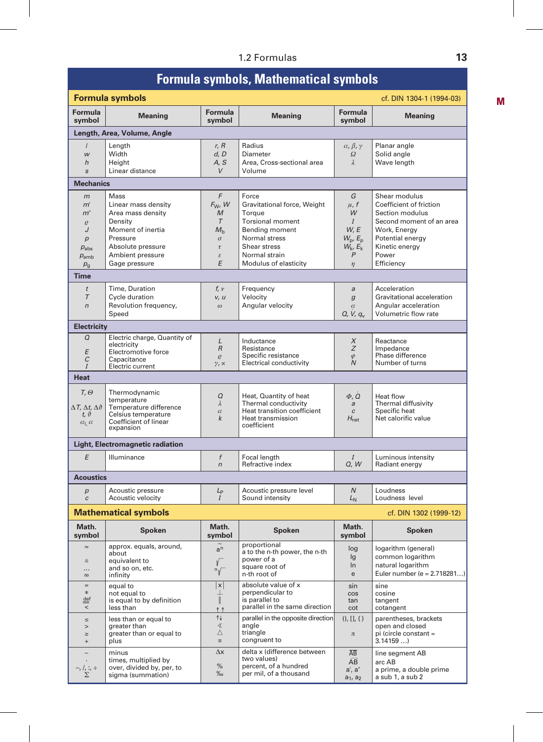# Formula symbols, Mathematical symbols

## Formula symbols

cf. DIN 1304-1 (1994-03)

| Formula symbol | Meaning | Formula symbol | Meaning | Formula symbol | Meaning |
|---|---|---|---|---|---|
| **Length, Area, Volume, Angle** | | | | | |
| $l$ | Length | $r, R$ | Radius | $\alpha, \beta, \gamma$ | Planar angle |
| $w$ | Width | $d, D$ | Diameter | $\Omega$ | Solid angle |
| $h$ | Height | $A, S$ | Area, Cross-sectional area | $\lambda$ | Wave length |
| $s$ | Linear distance | $V$ | Volume | | |
| **Mechanics** | | | | | |
| $m$ | Mass | $F$ | Force | $G$ | Shear modulus |
| $m'$ | Linear mass density | $F_W, W$ | Gravitational force, Weight | $\mu, f$ | Coefficient of friction |
| $m''$ | Area mass density | $M$ | Torque | $W$ | Section modulus |
| $\varrho$ | Density | $T$ | Torsional moment | $I$ | Second moment of an area |
| $J$ | Moment of inertia | $M_b$ | Bending moment | $W, E$ | Work, Energy |
| $p$ | Pressure | $\sigma$ | Normal stress | $W_p, E_p$ | Potential energy |
| $p_{abs}$ | Absolute pressure | $\tau$ | Shear stress | $W_k, E_k$ | Kinetic energy |
| $p_{amb}$ | Ambient pressure | $\varepsilon$ | Normal strain | $P$ | Power |
| $p_g$ | Gage pressure | $E$ | Modulus of elasticity | $\eta$ | Efficiency |
| **Time** | | | | | |
| $t$ | Time, Duration | $f, \nu$ | Frequency | $a$ | Acceleration |
| $T$ | Cycle duration | $v, u$ | Velocity | $g$ | Gravitational acceleration |
| $n$ | Revolution frequency, Speed | $\omega$ | Angular velocity | $\alpha$ | Angular acceleration |
| | | | | $Q, \dot{V}, q_v$ | Volumetric flow rate |
| **Electricity** | | | | | |
| $Q$ | Electric charge, Quantity of electricity | $L$ | Inductance | $X$ | Reactance |
| $E$ | Electromotive force | $R$ | Resistance | $Z$ | Impedance |
| $C$ | Capacitance | $\varrho$ | Specific resistance | $\varphi$ | Phase difference |
| $I$ | Electric current | $\gamma, \varkappa$ | Electrical conductivity | $N$ | Number of turns |
| **Heat** | | | | | |
| $T, \Theta$ | Thermodynamic temperature | $Q$ | Heat, Quantity of heat | $\Phi, \dot{Q}$ | Heat flow |
| $\Delta T, \Delta t, \Delta\vartheta$ | Temperature difference | $\lambda$ | Thermal conductivity | $a$ | Thermal diffusivity |
| $t, \vartheta$ | Celsius temperature | $\alpha$ | Heat transition coefficient | $c$ | Specific heat |
| $\alpha_l, \alpha$ | Coefficient of linear expansion | $k$ | Heat transmission coefficient | $H_{net}$ | Net calorific value |
| **Light, Electromagnetic radiation** | | | | | |
| $E$ | Illuminance | $f$ | Focal length | $I$ | Luminous intensity |
| | | $n$ | Refractive index | $Q, W$ | Radiant energy |
| **Acoustics** | | | | | |
| $p$ | Acoustic pressure | $L_p$ | Acoustic pressure level | $N$ | Loudness |
| $c$ | Acoustic velocity | $I$ | Sound intensity | $L_N$ | Loudness level |

## Mathematical symbols

cf. DIN 1302 (1999-12)

| Math. symbol | Spoken | Math. symbol | Spoken | Math. symbol | Spoken |
|---|---|---|---|---|---|
| $\approx$ | approx. equals, around, about | $\sim$ | proportional | log | logarithm (general) |
| $\hat{=}$ | equivalent to | $a^n$ | a to the n-th power, the n-th power of a | lg | common logarithm |
| $\dots$ | and so on, etc. | $\sqrt{\ }$ | square root of | ln | natural logarithm |
| $\infty$ | infinity | $\sqrt[n]{\ }$ | n-th root of | e | Euler number (e = 2.718281…) |
| $=$ | equal to | $\lvert x \rvert$ | absolute value of x | sin | sine |
| $\neq$ | not equal to | $\perp$ | perpendicular to | cos | cosine |
| $\stackrel{def}{=}$ | is equal to by definition | $\parallel$ | is parallel to | tan | tangent |
| $<$ | less than | $\uparrow\uparrow$ | parallel in the same direction | cot | cotangent |
| $\leq$ | less than or equal to | $\uparrow\downarrow$ | parallel in the opposite direction | (), [], { } | parentheses, brackets open and closed |
| $>$ | greater than | $\sphericalangle$ | angle | | |
| $\geq$ | greater than or equal to | $\triangle$ | triangle | $\pi$ | pi (circle constant = 3.14159 …) |
| $+$ | plus | $\cong$ | congruent to | | |
| $-$ | minus | $\Delta x$ | delta x (difference between two values) | $\overline{AB}$ | line segment AB |
| $\cdot$ | times, multiplied by | $\%$ | percent, of a hundred | $\overset{\frown}{AB}$ | arc AB |
| $-, /, :, \div$ | over, divided by, per, to | ‰ | per mil, of a thousand | $a', a''$ | a prime, a double prime |
| $\Sigma$ | sigma (summation) | | | $a_1, a_2$ | a sub 1, a sub 2 |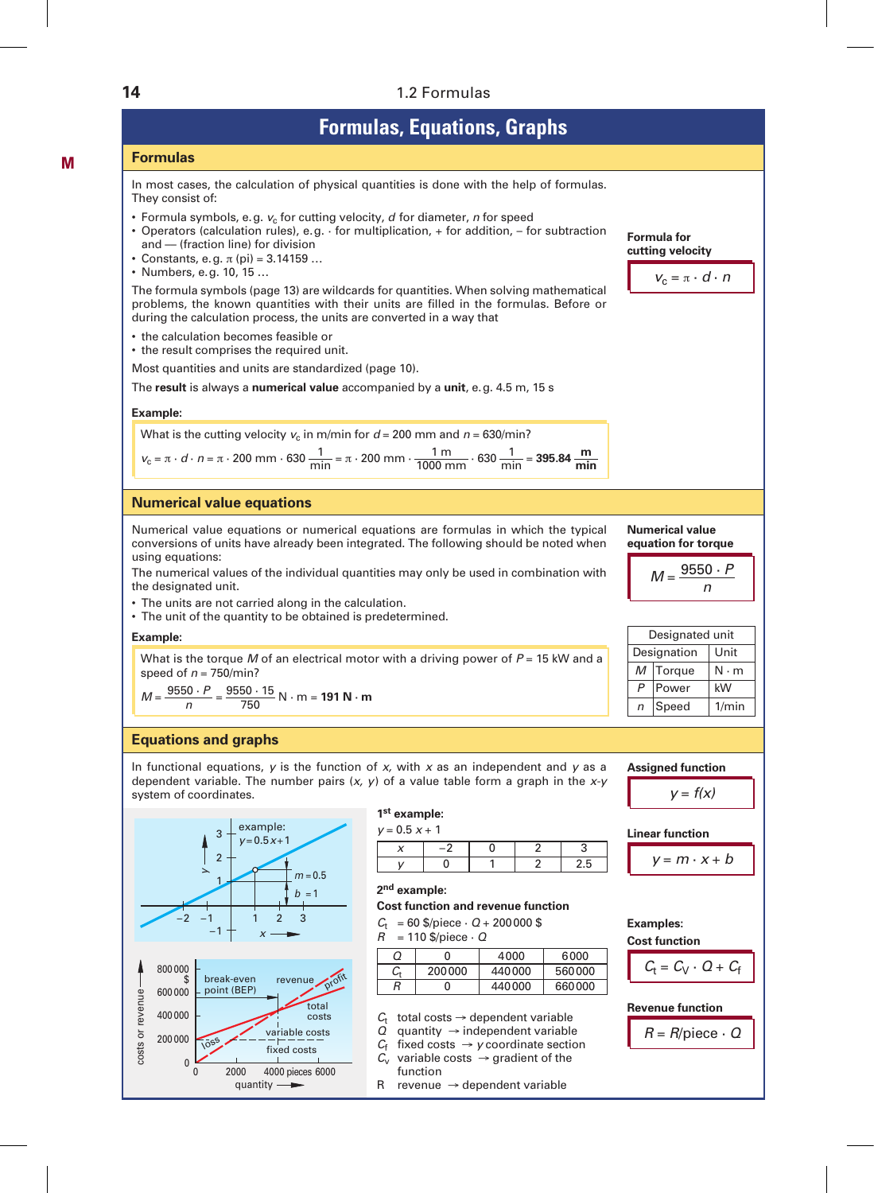# Formulas, Equations, Graphs

## Formulas

In most cases, the calculation of physical quantities is done with the help of formulas. They consist of:

- Formula symbols, e.g. $v_c$ for cutting velocity, $d$ for diameter, $n$ for speed
- Operators (calculation rules), e.g. · for multiplication, + for addition, – for subtraction and — (fraction line) for division
- Constants, e.g. $\pi$ (pi) = 3.14159 …
- Numbers, e.g. 10, 15 …

The formula symbols (page 13) are wildcards for quantities. When solving mathematical problems, the known quantities with their units are filled in the formulas. Before or during the calculation process, the units are converted in a way that

- the calculation becomes feasible or
- the result comprises the required unit.

Most quantities and units are standardized (page 10).

The **result** is always a **numerical value** accompanied by a **unit**, e.g. 4.5 m, 15 s

**Formula for cutting velocity**

$$v_c = \pi \cdot d \cdot n$$

**Example:**

What is the cutting velocity $v_c$ in m/min for $d$ = 200 mm and $n$ = 630/min?

$$v_c = \pi \cdot d \cdot n = \pi \cdot 200\text{ mm} \cdot 630\,\frac{1}{\text{min}} = \pi \cdot 200\text{ mm} \cdot \frac{1\text{ m}}{1000\text{ mm}} \cdot 630\,\frac{1}{\text{min}} = \mathbf{395.84\,\frac{m}{min}}$$

## Numerical value equations

Numerical value equations or numerical equations are formulas in which the typical conversions of units have already been integrated. The following should be noted when using equations:

The numerical values of the individual quantities may only be used in combination with the designated unit.

- The units are not carried along in the calculation.
- The unit of the quantity to be obtained is predetermined.

**Numerical value equation for torque**

$$M = \frac{9550 \cdot P}{n}$$

| Designated unit | | |
|---|---|---|
| Designation | | Unit |
| $M$ | Torque | N · m |
| $P$ | Power | kW |
| $n$ | Speed | 1/min |

**Example:**

What is the torque $M$ of an electrical motor with a driving power of $P$ = 15 kW and a speed of $n$ = 750/min?

$$M = \frac{9550 \cdot P}{n} = \frac{9550 \cdot 15}{750}\text{ N} \cdot \text{m} = \mathbf{191\ N \cdot m}$$

## Equations and graphs

In functional equations, $y$ is the function of $x$, with $x$ as an independent and $y$ as a dependent variable. The number pairs ($x$, $y$) of a value table form a graph in the $x$-$y$ system of coordinates.

**Assigned function**

$$y = f(x)$$

**Linear function**

$$y = m \cdot x + b$$

**1st example:**

$y = 0.5\,x + 1$

| $x$ | –2 | 0 | 2 | 3 |
|---|---|---|---|---|
| $y$ | 0 | 1 | 2 | 2.5 |

**2nd example:**

**Cost function and revenue function**

$C_t$ = 60 $/piece · $Q$ + 200 000 $

$R$ = 110 $/piece · $Q$

| $Q$ | 0 | 4000 | 6000 |
|---|---|---|---|
| $C_t$ | 200 000 | 440 000 | 560 000 |
| $R$ | 0 | 440 000 | 660 000 |

$C_t$ total costs → dependent variable
$Q$ quantity → independent variable
$C_f$ fixed costs → $y$ coordinate section
$C_v$ variable costs → gradient of the function
R revenue → dependent variable

**Examples:**

**Cost function**

$$C_t = C_V \cdot Q + C_f$$

**Revenue function**

$$R = R/\text{piece} \cdot Q$$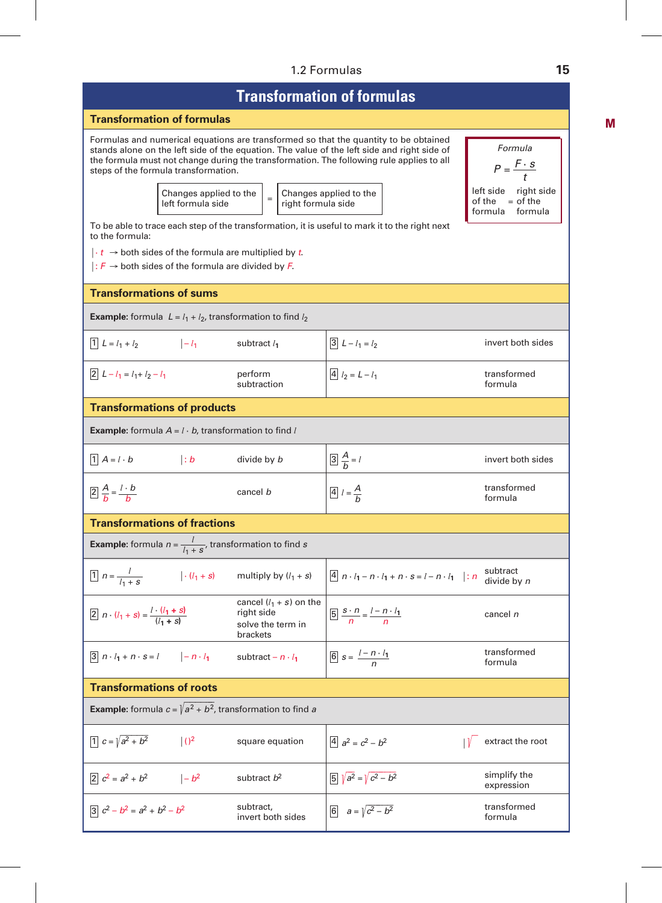# Transformation of formulas

## Transformation of formulas

Formulas and numerical equations are transformed so that the quantity to be obtained stands alone on the left side of the equation. The value of the left side and right side of the formula must not change during the transformation. The following rule applies to all steps of the formula transformation.

| Changes applied to the left formula side | = | Changes applied to the right formula side |
|---|---|---|

*Formula*

$$P = \frac{F \cdot s}{t}$$

left side of the formula = right side of the formula

To be able to trace each step of the transformation, it is useful to mark it to the right next to the formula:

$| \cdot t$ → both sides of the formula are multiplied by $t$.

$| : F$ → both sides of the formula are divided by $F$.

## Transformations of sums

**Example:** formula $L = l_1 + l_2$, transformation to find $l_2$

| | | | | |
|---|---|---|---|---|
| 1 $L = l_1 + l_2$ | $\| - l_1$ | subtract $l_1$ | 3 $L - l_1 = l_2$ | invert both sides |
| 2 $L - l_1 = l_1 + l_2 - l_1$ | | perform subtraction | 4 $l_2 = L - l_1$ | transformed formula |

## Transformations of products

**Example:** formula $A = l \cdot b$, transformation to find $l$

| | | | | |
|---|---|---|---|---|
| 1 $A = l \cdot b$ | $\| : b$ | divide by $b$ | 3 $\frac{A}{b} = l$ | invert both sides |
| 2 $\frac{A}{b} = \frac{l \cdot b}{b}$ | | cancel $b$ | 4 $l = \frac{A}{b}$ | transformed formula |

## Transformations of fractions

**Example:** formula $n = \frac{l}{l_1 + s}$, transformation to find $s$

| | | | | | |
|---|---|---|---|---|---|
| 1 $n = \frac{l}{l_1 + s}$ | $\| \cdot (l_1 + s)$ | multiply by $(l_1 + s)$ | 4 $n \cdot l_1 - n \cdot l_1 + n \cdot s = l - n \cdot l_1$ | $\| : n$ | subtract divide by $n$ |
| 2 $n \cdot (l_1 + s) = \frac{l \cdot (l_1 + s)}{(l_1 + s)}$ | | cancel $(l_1 + s)$ on the right side solve the term in brackets | 5 $\frac{s \cdot n}{n} = \frac{l - n \cdot l_1}{n}$ | | cancel $n$ |
| 3 $n \cdot l_1 + n \cdot s = l$ | $\| - n \cdot l_1$ | subtract $- n \cdot l_1$ | 6 $s = \frac{l - n \cdot l_1}{n}$ | | transformed formula |

## Transformations of roots

**Example:** formula $c = \sqrt{a^2 + b^2}$, transformation to find $a$

| | | | | | |
|---|---|---|---|---|---|
| 1 $c = \sqrt{a^2 + b^2}$ | $\| ()^2$ | square equation | 4 $a^2 = c^2 - b^2$ | $\| \sqrt{\ }$ | extract the root |
| 2 $c^2 = a^2 + b^2$ | $\| - b^2$ | subtract $b^2$ | 5 $\sqrt{a^2} = \sqrt{c^2 - b^2}$ | | simplify the expression |
| 3 $c^2 - b^2 = a^2 + b^2 - b^2$ | | subtract, invert both sides | 6 $a = \sqrt{c^2 - b^2}$ | | transformed formula |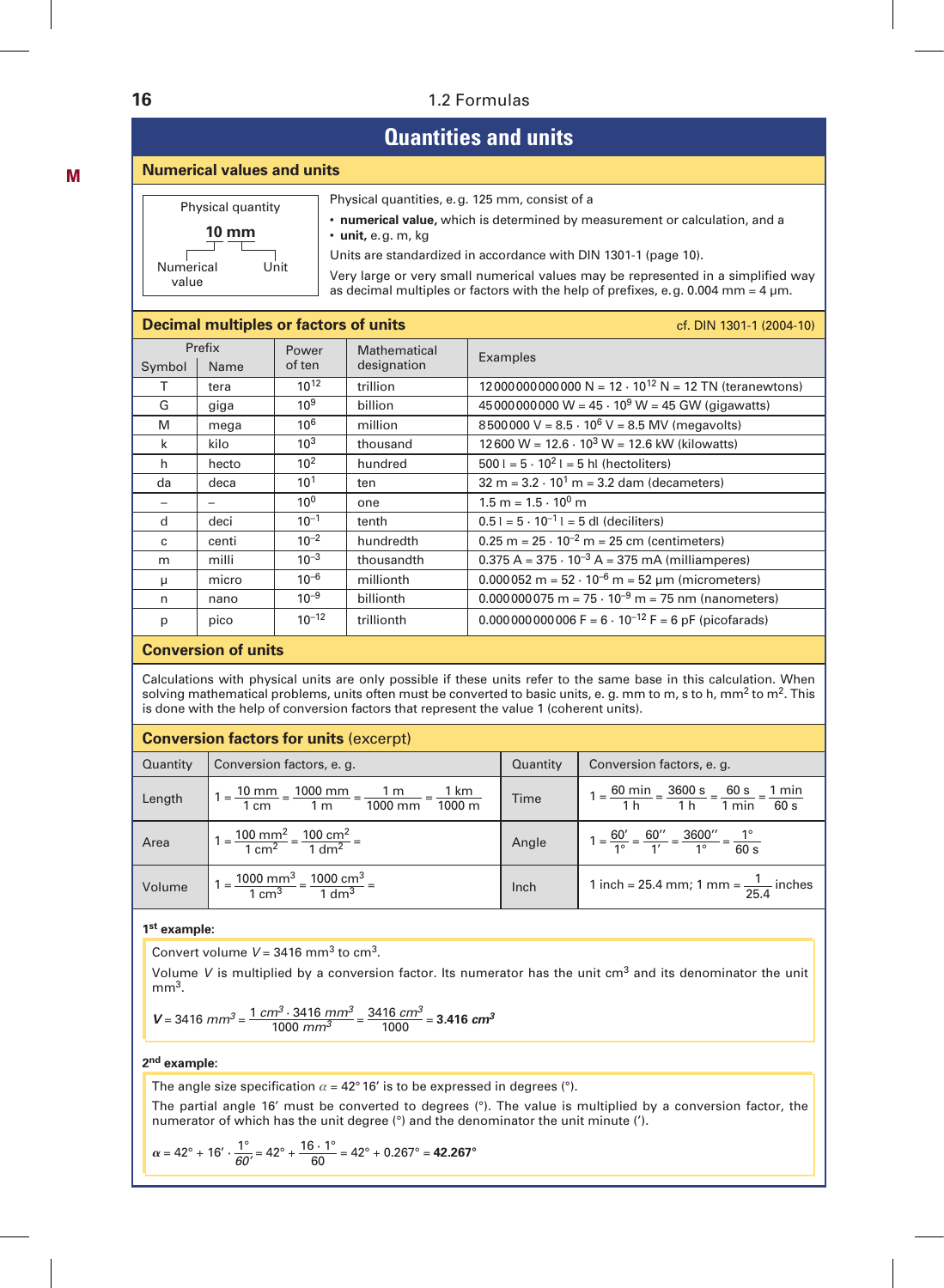# Quantities and units

## Numerical values and units

Physical quantity: **10 mm** — Numerical value / Unit

Physical quantities, e.g. 125 mm, consist of a

- **numerical value,** which is determined by measurement or calculation, and a
- **unit,** e.g. m, kg

Units are standardized in accordance with DIN 1301-1 (page 10).

Very large or very small numerical values may be represented in a simplified way as decimal multiples or factors with the help of prefixes, e.g. 0.004 mm = 4 µm.

## Decimal multiples or factors of units

cf. DIN 1301-1 (2004-10)

| Prefix Symbol | Prefix Name | Power of ten | Mathematical designation | Examples |
|---|---|---|---|---|
| T | tera | $10^{12}$ | trillion | 12 000 000 000 000 N = $12 \cdot 10^{12}$ N = 12 TN (teranewtons) |
| G | giga | $10^{9}$ | billion | 45 000 000 000 W = $45 \cdot 10^{9}$ W = 45 GW (gigawatts) |
| M | mega | $10^{6}$ | million | 8 500 000 V = $8.5 \cdot 10^{6}$ V = 8.5 MV (megavolts) |
| k | kilo | $10^{3}$ | thousand | 12 600 W = $12.6 \cdot 10^{3}$ W = 12.6 kW (kilowatts) |
| h | hecto | $10^{2}$ | hundred | 500 l = $5 \cdot 10^{2}$ l = 5 hl (hectoliters) |
| da | deca | $10^{1}$ | ten | 32 m = $3.2 \cdot 10^{1}$ m = 3.2 dam (decameters) |
| – | – | $10^{0}$ | one | 1.5 m = $1.5 \cdot 10^{0}$ m |
| d | deci | $10^{-1}$ | tenth | 0.5 l = $5 \cdot 10^{-1}$ l = 5 dl (deciliters) |
| c | centi | $10^{-2}$ | hundredth | 0.25 m = $25 \cdot 10^{-2}$ m = 25 cm (centimeters) |
| m | milli | $10^{-3}$ | thousandth | 0.375 A = $375 \cdot 10^{-3}$ A = 375 mA (milliamperes) |
| µ | micro | $10^{-6}$ | millionth | 0.000 052 m = $52 \cdot 10^{-6}$ m = 52 µm (micrometers) |
| n | nano | $10^{-9}$ | billionth | 0.000 000 075 m = $75 \cdot 10^{-9}$ m = 75 nm (nanometers) |
| p | pico | $10^{-12}$ | trillionth | 0.000 000 000 006 F = $6 \cdot 10^{-12}$ F = 6 pF (picofarads) |

## Conversion of units

Calculations with physical units are only possible if these units refer to the same base in this calculation. When solving mathematical problems, units often must be converted to basic units, e. g. mm to m, s to h, mm² to m². This is done with the help of conversion factors that represent the value 1 (coherent units).

## Conversion factors for units (excerpt)

| Quantity | Conversion factors, e. g. | Quantity | Conversion factors, e. g. |
|---|---|---|---|
| Length | $1 = \frac{10\text{ mm}}{1\text{ cm}} = \frac{1000\text{ mm}}{1\text{ m}} = \frac{1\text{ m}}{1000\text{ mm}} = \frac{1\text{ km}}{1000\text{ m}}$ | Time | $1 = \frac{60\text{ min}}{1\text{ h}} = \frac{3600\text{ s}}{1\text{ h}} = \frac{60\text{ s}}{1\text{ min}} = \frac{1\text{ min}}{60\text{ s}}$ |
| Area | $1 = \frac{100\text{ mm}^2}{1\text{ cm}^2} = \frac{100\text{ cm}^2}{1\text{ dm}^2} =$ | Angle | $1 = \frac{60'}{1°} = \frac{60''}{1'} = \frac{3600''}{1°} = \frac{1°}{60\text{ s}}$ |
| Volume | $1 = \frac{1000\text{ mm}^3}{1\text{ cm}^3} = \frac{1000\text{ cm}^3}{1\text{ dm}^3} =$ | Inch | 1 inch = 25.4 mm; 1 mm = $\frac{1}{25.4}$ inches |

**1st example:**

Convert volume $V$ = 3416 mm³ to cm³.

Volume $V$ is multiplied by a conversion factor. Its numerator has the unit cm³ and its denominator the unit mm³.

$$\boldsymbol{V} = 3416\ mm^3 = \frac{1\ cm^3 \cdot 3416\ mm^3}{1000\ mm^3} = \frac{3416\ cm^3}{1000} = \mathbf{3.416\ cm^3}$$

**2nd example:**

The angle size specification $\alpha$ = 42° 16′ is to be expressed in degrees (°).

The partial angle 16′ must be converted to degrees (°). The value is multiplied by a conversion factor, the numerator of which has the unit degree (°) and the denominator the unit minute (′).

$$\alpha = 42° + 16' \cdot \frac{1°}{60'} = 42° + \frac{16 \cdot 1°}{60} = 42° + 0.267° = \mathbf{42.267°}$$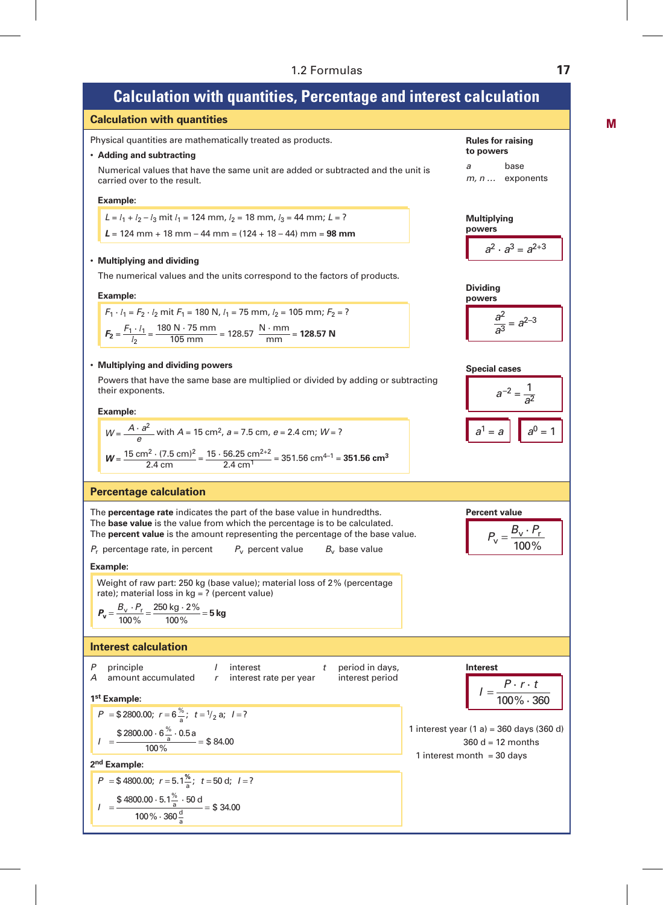# Calculation with quantities, Percentage and interest calculation

## Calculation with quantities

Physical quantities are mathematically treated as products.

- **Adding and subtracting**

  Numerical values that have the same unit are added or subtracted and the unit is carried over to the result.

  **Example:**

  $L = l_1 + l_2 - l_3$ mit $l_1 = 124$ mm, $l_2 = 18$ mm, $l_3 = 44$ mm; $L = ?$

  $\boldsymbol{L} = 124\text{ mm} + 18\text{ mm} - 44\text{ mm} = (124 + 18 - 44)\text{ mm} = \mathbf{98\text{ mm}}$

- **Multiplying and dividing**

  The numerical values and the units correspond to the factors of products.

  **Example:**

  $F_1 \cdot l_1 = F_2 \cdot l_2$ mit $F_1 = 180$ N, $l_1 = 75$ mm, $l_2 = 105$ mm; $F_2 = ?$

  $$\boldsymbol{F_2} = \frac{F_1 \cdot l_1}{l_2} = \frac{180\text{ N} \cdot 75\text{ mm}}{105\text{ mm}} = 128.57\ \frac{\text{N} \cdot \text{mm}}{\text{mm}} = \mathbf{128.57\text{ N}}$$

- **Multiplying and dividing powers**

  Powers that have the same base are multiplied or divided by adding or subtracting their exponents.

  **Example:**

  $W = \dfrac{A \cdot a^2}{e}$ with $A = 15\text{ cm}^2$, $a = 7.5$ cm, $e = 2.4$ cm; $W = ?$

  $$\boldsymbol{W} = \frac{15\text{ cm}^2 \cdot (7.5\text{ cm})^2}{2.4\text{ cm}} = \frac{15 \cdot 56.25\text{ cm}^{2+2}}{2.4\text{ cm}^1} = 351.56\text{ cm}^{4-1} = \mathbf{351.56\text{ cm}^3}$$

**Rules for raising to powers**

$a$ base

$m, n \ldots$ exponents

**Multiplying powers**

$$a^2 \cdot a^3 = a^{2+3}$$

**Dividing powers**

$$\frac{a^2}{a^3} = a^{2-3}$$

**Special cases**

$$a^{-2} = \frac{1}{a^2}$$

$$a^1 = a \qquad a^0 = 1$$

## Percentage calculation

The **percentage rate** indicates the part of the base value in hundredths.
The **base value** is the value from which the percentage is to be calculated.
The **percent value** is the amount representing the percentage of the base value.

$P_r$ percentage rate, in percent $\quad P_v$ percent value $\quad B_v$ base value

**Example:**

Weight of raw part: 250 kg (base value); material loss of 2 % (percentage rate); material loss in kg = ? (percent value)

$$\boldsymbol{P_v} = \frac{B_v \cdot P_r}{100\,\%} = \frac{250\text{ kg} \cdot 2\,\%}{100\,\%} = \mathbf{5\text{ kg}}$$

**Percent value**

$$P_v = \frac{B_v \cdot P_r}{100\,\%}$$

## Interest calculation

$P$ principle $\quad A$ amount accumulated $\quad I$ interest $\quad r$ interest rate per year $\quad t$ period in days, interest period

**1st Example:**

$P = \$\,2800.00;\ r = 6\,\frac{\%}{\text{a}};\ t = {}^1\!/_2\text{ a};\ I = ?$

$$I = \frac{\$\,2800.00 \cdot 6\,\frac{\%}{\text{a}} \cdot 0.5\text{ a}}{100\,\%} = \$\,84.00$$

**2nd Example:**

$P = \$\,4800.00;\ r = 5.1\,\frac{\%}{\text{a}};\ t = 50\text{ d};\ I = ?$

$$I = \frac{\$\,4800.00 \cdot 5.1\,\frac{\%}{\text{a}} \cdot 50\text{ d}}{100\,\% \cdot 360\,\frac{\text{d}}{\text{a}}} = \$\,34.00$$

**Interest**

$$I = \frac{P \cdot r \cdot t}{100\,\% \cdot 360}$$

1 interest year (1 a) = 360 days (360 d)

360 d = 12 months

1 interest month = 30 days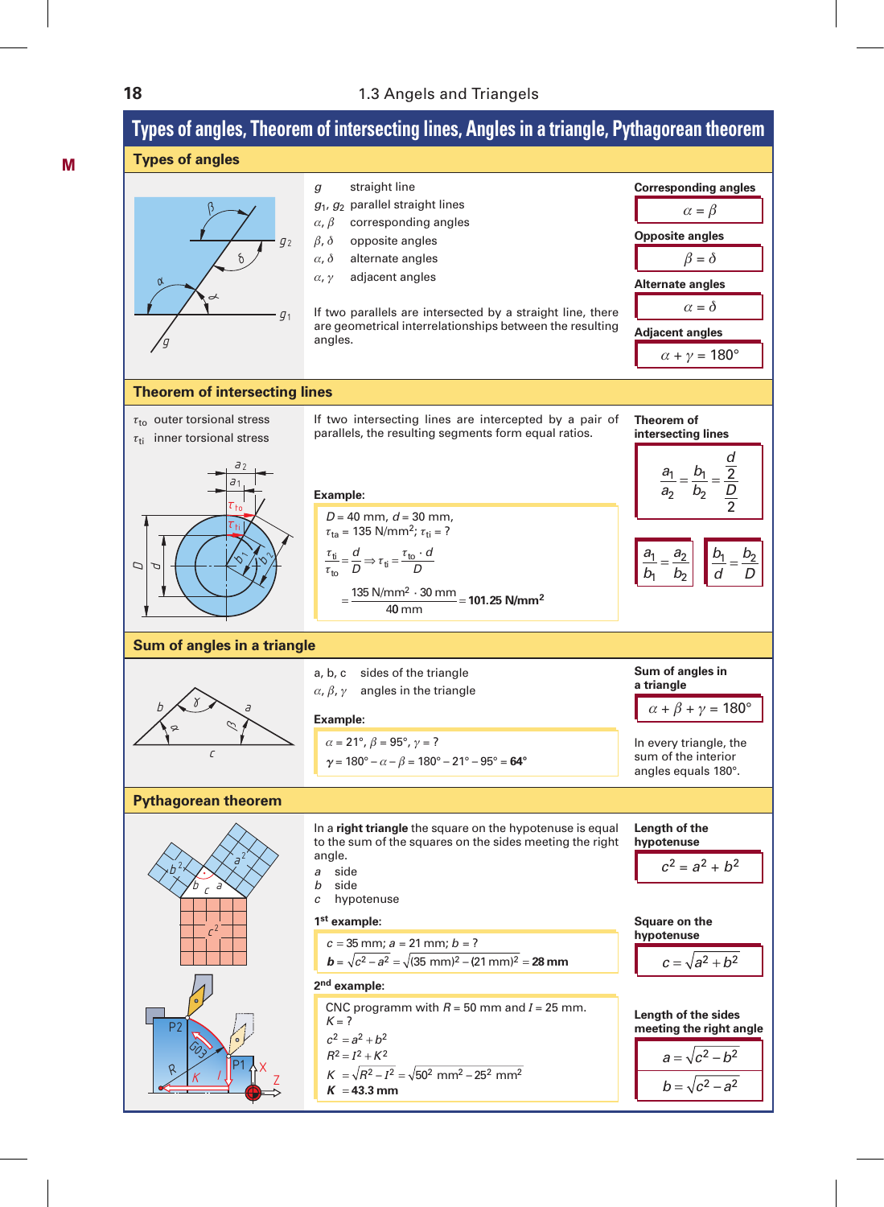# Types of angles, Theorem of intersecting lines, Angles in a triangle, Pythagorean theorem

## Types of angles

$g$ straight line
$g_1$, $g_2$ parallel straight lines
$\alpha$, $\beta$ corresponding angles
$\beta$, $\delta$ opposite angles
$\alpha$, $\delta$ alternate angles
$\alpha$, $\gamma$ adjacent angles

If two parallels are intersected by a straight line, there are geometrical interrelationships between the resulting angles.

**Corresponding angles**

$$\alpha = \beta$$

**Opposite angles**

$$\beta = \delta$$

**Alternate angles**

$$\alpha = \delta$$

**Adjacent angles**

$$\alpha + \gamma = 180°$$

## Theorem of intersecting lines

$\tau_{to}$ outer torsional stress
$\tau_{ti}$ inner torsional stress

If two intersecting lines are intercepted by a pair of parallels, the resulting segments form equal ratios.

**Example:**

$D = 40$ mm, $d = 30$ mm,
$\tau_{ta} = 135$ N/mm²; $\tau_{ti} = ?$

$$\frac{\tau_{ti}}{\tau_{to}} = \frac{d}{D} \Rightarrow \tau_{ti} = \frac{\tau_{to} \cdot d}{D}$$

$$= \frac{135 \text{ N/mm}^2 \cdot 30 \text{ mm}}{40 \text{ mm}} = \mathbf{101.25\ N/mm^2}$$

**Theorem of intersecting lines**

$$\frac{a_1}{a_2} = \frac{b_1}{b_2} = \frac{\frac{d}{2}}{\frac{D}{2}}$$

$$\frac{a_1}{b_1} = \frac{a_2}{b_2} \qquad \frac{b_1}{d} = \frac{b_2}{D}$$

## Sum of angles in a triangle

a, b, c sides of the triangle
$\alpha$, $\beta$, $\gamma$ angles in the triangle

**Example:**

$\alpha = 21°$, $\beta = 95°$, $\gamma = ?$
$\gamma = 180° - \alpha - \beta = 180° - 21° - 95° = \mathbf{64°}$

**Sum of angles in a triangle**

$$\alpha + \beta + \gamma = 180°$$

In every triangle, the sum of the interior angles equals 180°.

## Pythagorean theorem

In a **right triangle** the square on the hypotenuse is equal to the sum of the squares on the sides meeting the right angle.

$a$ side
$b$ side
$c$ hypotenuse

**1st example:**

$c = 35$ mm; $a = 21$ mm; $b = ?$
$\mathbf{b} = \sqrt{c^2 - a^2} = \sqrt{(35 \text{ mm})^2 - (21 \text{ mm})^2} = \mathbf{28\ mm}$

**2nd example:**

CNC programm with $R = 50$ mm and $I = 25$ mm.
$K = ?$

$c^2 = a^2 + b^2$
$R^2 = I^2 + K^2$
$K = \sqrt{R^2 - I^2} = \sqrt{50^2 \text{ mm}^2 - 25^2 \text{ mm}^2}$
$\mathbf{K} = \mathbf{43.3\ mm}$

**Length of the hypotenuse**

$$c^2 = a^2 + b^2$$

**Square on the hypotenuse**

$$c = \sqrt{a^2 + b^2}$$

**Length of the sides meeting the right angle**

$$a = \sqrt{c^2 - b^2}$$

$$b = \sqrt{c^2 - a^2}$$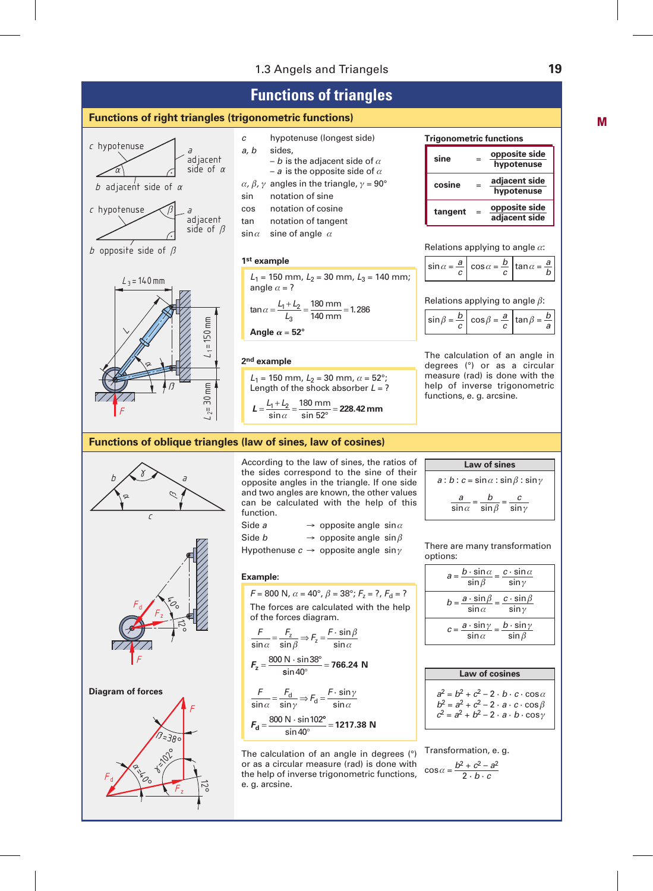# Functions of triangles

## Functions of right triangles (trigonometric functions)

| | |
|---|---|
| $c$ | hypotenuse (longest side) |
| $a$, $b$ | sides, – $b$ is the adjacent side of $\alpha$ – $a$ is the opposite side of $\alpha$ |
| $\alpha, \beta, \gamma$ | angles in the triangle, $\gamma = 90°$ |
| sin | notation of sine |
| cos | notation of cosine |
| tan | notation of tangent |
| $\sin\alpha$ | sine of angle $\alpha$ |

### 1st example

$L_1 = 150$ mm, $L_2 = 30$ mm, $L_3 = 140$ mm; angle $\alpha$ = ?

$$\tan\alpha = \frac{L_1 + L_2}{L_3} = \frac{180\text{ mm}}{140\text{ mm}} = 1.286$$

**Angle $\alpha$ = 52°**

### 2nd example

$L_1 = 150$ mm, $L_2 = 30$ mm, $\alpha = 52°$; Length of the shock absorber $L$ = ?

$$L = \frac{L_1 + L_2}{\sin\alpha} = \frac{180\text{ mm}}{\sin 52°} = \mathbf{228.42\text{ mm}}$$

### Trigonometric functions

| | | |
|---|---|---|
| **sine** | = | $\dfrac{\textbf{opposite side}}{\textbf{hypotenuse}}$ |
| **cosine** | = | $\dfrac{\textbf{adjacent side}}{\textbf{hypotenuse}}$ |
| **tangent** | = | $\dfrac{\textbf{opposite side}}{\textbf{adjacent side}}$ |

Relations applying to angle $\alpha$:

| | | |
|---|---|---|
| $\sin\alpha = \dfrac{a}{c}$ | $\cos\alpha = \dfrac{b}{c}$ | $\tan\alpha = \dfrac{a}{b}$ |

Relations applying to angle $\beta$:

| | | |
|---|---|---|
| $\sin\beta = \dfrac{b}{c}$ | $\cos\beta = \dfrac{a}{c}$ | $\tan\beta = \dfrac{b}{a}$ |

The calculation of an angle in degrees (°) or as a circular measure (rad) is done with the help of inverse trigonometric functions, e. g. arcsine.

## Functions of oblique triangles (law of sines, law of cosines)

According to the law of sines, the ratios of the sides correspond to the sine of their opposite angles in the triangle. If one side and two angles are known, the other values can be calculated with the help of this function.

Side $a$ → opposite angle $\sin\alpha$
Side $b$ → opposite angle $\sin\beta$
Hypothenuse $c$ → opposite angle $\sin\gamma$

### Example:

$F = 800$ N, $\alpha = 40°$, $\beta = 38°$; $F_z$ = ?, $F_d$ = ?

The forces are calculated with the help of the forces diagram.

$$\frac{F}{\sin\alpha} = \frac{F_z}{\sin\beta} \Rightarrow F_z = \frac{F\cdot\sin\beta}{\sin\alpha}$$

$$F_z = \frac{800\text{ N}\cdot\sin 38°}{\sin 40°} = \mathbf{766.24\text{ N}}$$

$$\frac{F}{\sin\alpha} = \frac{F_d}{\sin\gamma} \Rightarrow F_d = \frac{F\cdot\sin\gamma}{\sin\alpha}$$

$$F_d = \frac{800\text{ N}\cdot\sin 102°}{\sin 40°} = \mathbf{1217.38\text{ N}}$$

The calculation of an angle in degrees (°) or as a circular measure (rad) is done with the help of inverse trigonometric functions, e. g. arcsine.

Diagram of forces

### Law of sines

$$a : b : c = \sin\alpha : \sin\beta : \sin\gamma$$

$$\frac{a}{\sin\alpha} = \frac{b}{\sin\beta} = \frac{c}{\sin\gamma}$$

There are many transformation options:

$$a = \frac{b\cdot\sin\alpha}{\sin\beta} = \frac{c\cdot\sin\alpha}{\sin\gamma}$$

$$b = \frac{a\cdot\sin\beta}{\sin\alpha} = \frac{c\cdot\sin\beta}{\sin\gamma}$$

$$c = \frac{a\cdot\sin\gamma}{\sin\alpha} = \frac{b\cdot\sin\gamma}{\sin\beta}$$

### Law of cosines

$$a^2 = b^2 + c^2 - 2\cdot b\cdot c\cdot\cos\alpha$$
$$b^2 = a^2 + c^2 - 2\cdot a\cdot c\cdot\cos\beta$$
$$c^2 = a^2 + b^2 - 2\cdot a\cdot b\cdot\cos\gamma$$

Transformation, e. g.

$$\cos\alpha = \frac{b^2 + c^2 - a^2}{2\cdot b\cdot c}$$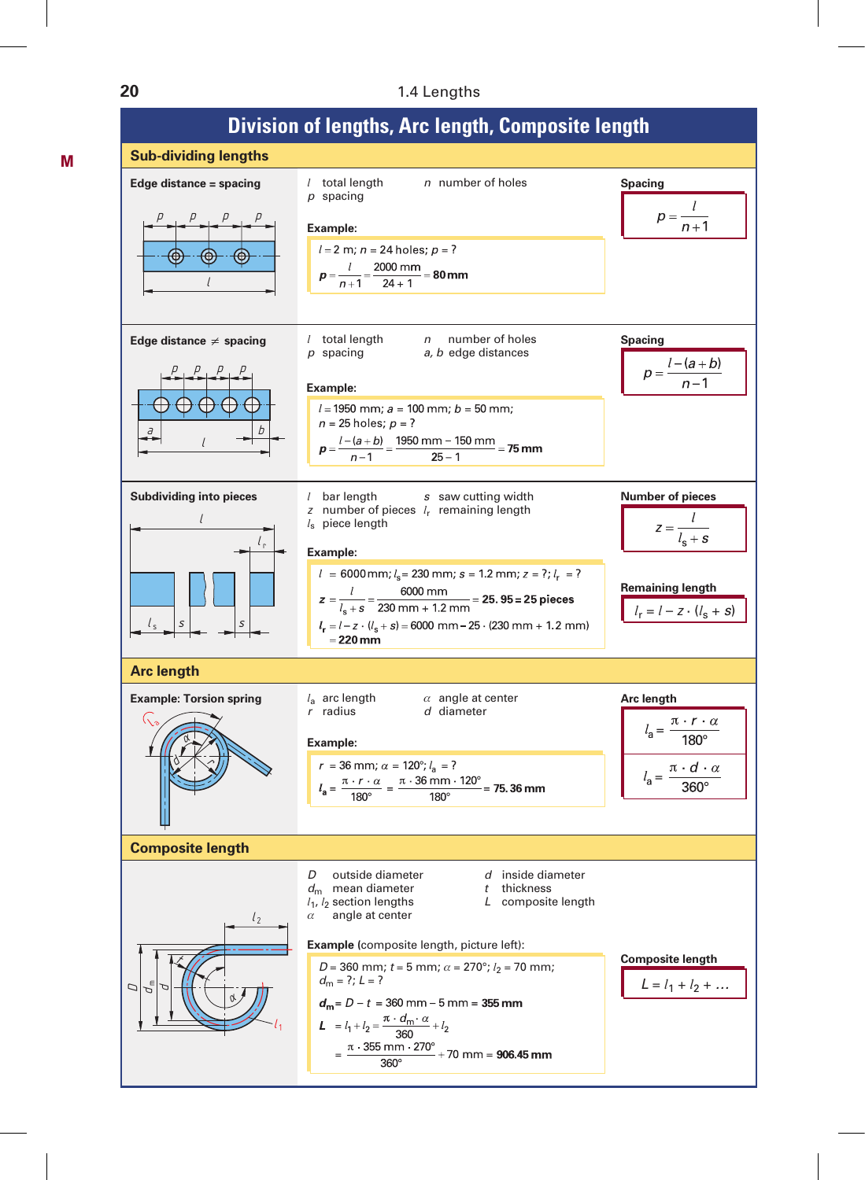# Division of lengths, Arc length, Composite length

## Sub-dividing lengths

### Edge distance = spacing

$l$ total length
$p$ spacing
$n$ number of holes

**Spacing**

$$p = \frac{l}{n+1}$$

**Example:**

$l = 2$ m; $n = 24$ holes; $p = ?$

$$p = \frac{l}{n+1} = \frac{2000\ \text{mm}}{24+1} = \mathbf{80\ mm}$$

### Edge distance ≠ spacing

$l$ total length
$p$ spacing
$n$ number of holes
$a$, $b$ edge distances

**Spacing**

$$p = \frac{l-(a+b)}{n-1}$$

**Example:**

$l = 1950$ mm; $a = 100$ mm; $b = 50$ mm;
$n = 25$ holes; $p = ?$

$$p = \frac{l-(a+b)}{n-1} = \frac{1950\ \text{mm} - 150\ \text{mm}}{25-1} = \mathbf{75\ mm}$$

### Subdividing into pieces

$l$ bar length
$z$ number of pieces
$l_s$ piece length
$s$ saw cutting width
$l_r$ remaining length

**Number of pieces**

$$z = \frac{l}{l_s + s}$$

**Remaining length**

$$l_r = l - z \cdot (l_s + s)$$

**Example:**

$l = 6000$ mm; $l_s = 230$ mm; $s = 1.2$ mm; $z = ?$; $l_r = ?$

$$z = \frac{l}{l_s + s} = \frac{6000\ \text{mm}}{230\ \text{mm} + 1.2\ \text{mm}} = \mathbf{25.95 = 25\ pieces}$$

$$l_r = l - z \cdot (l_s + s) = 6000\ \text{mm} - 25 \cdot (230\ \text{mm} + 1.2\ \text{mm}) = \mathbf{220\ mm}$$

## Arc length

### Example: Torsion spring

$l_a$ arc length
$r$ radius
$\alpha$ angle at center
$d$ diameter

**Arc length**

$$l_a = \frac{\pi \cdot r \cdot \alpha}{180°}$$

$$l_a = \frac{\pi \cdot d \cdot \alpha}{360°}$$

**Example:**

$r = 36$ mm; $\alpha = 120°$; $l_a = ?$

$$l_a = \frac{\pi \cdot r \cdot \alpha}{180°} = \frac{\pi \cdot 36\ \text{mm} \cdot 120°}{180°} = \mathbf{75.36\ mm}$$

## Composite length

$D$ outside diameter
$d_m$ mean diameter
$l_1$, $l_2$ section lengths
$\alpha$ angle at center
$d$ inside diameter
$t$ thickness
$L$ composite length

**Composite length**

$$L = l_1 + l_2 + \dots$$

**Example** (composite length, picture left):

$D = 360$ mm; $t = 5$ mm; $\alpha = 270°$; $l_2 = 70$ mm;
$d_m = ?$; $L = ?$

$$d_m = D - t = 360\ \text{mm} - 5\ \text{mm} = \mathbf{355\ mm}$$

$$L = l_1 + l_2 = \frac{\pi \cdot d_m \cdot \alpha}{360} + l_2$$

$$= \frac{\pi \cdot 355\ \text{mm} \cdot 270°}{360°} + 70\ \text{mm} = \mathbf{906.45\ mm}$$